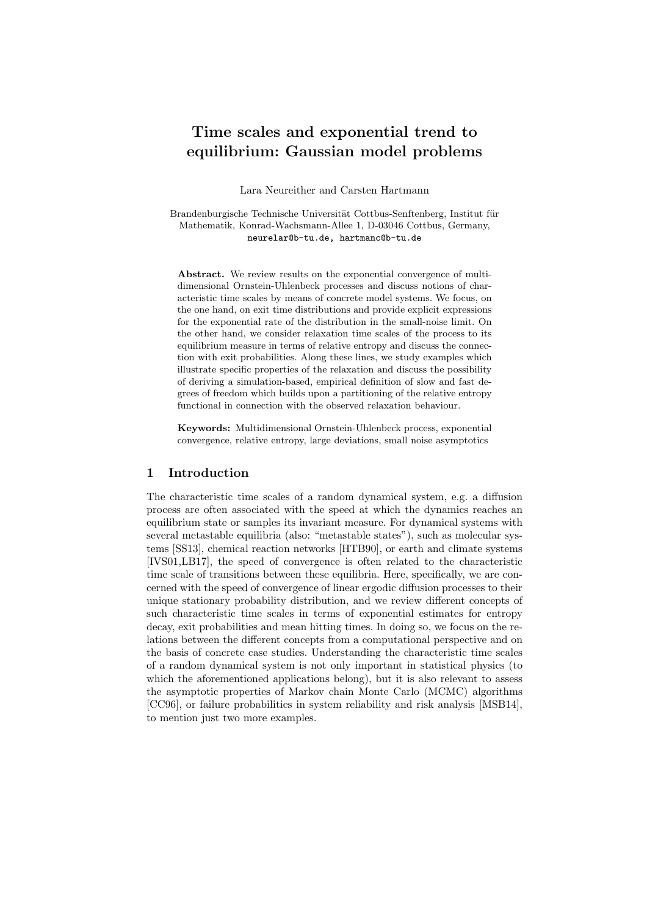# Time scales and exponential trend to equilibrium: Gaussian model problems

Lara Neureither and Carsten Hartmann

Brandenburgische Technische Universität Cottbus-Senftenberg, Institut für Mathematik, Konrad-Wachsmann-Allee 1, D-03046 Cottbus, Germany, neurelar@b-tu.de, hartmanc@b-tu.de

**Abstract.** We review results on the exponential convergence of multidimensional Ornstein-Uhlenbeck processes and discuss notions of characteristic time scales by means of concrete model systems. We focus, on the one hand, on exit time distributions and provide explicit expressions for the exponential rate of the distribution in the small-noise limit. On the other hand, we consider relaxation time scales of the process to its equilibrium measure in terms of relative entropy and discuss the connection with exit probabilities. Along these lines, we study examples which illustrate specific properties of the relaxation and discuss the possibility of deriving a simulation-based, empirical definition of slow and fast degrees of freedom which builds upon a partitioning of the relative entropy functional in connection with the observed relaxation behaviour.

**Keywords:** Multidimensional Ornstein-Uhlenbeck process, exponential convergence, relative entropy, large deviations, small noise asymptotics

## 1 Introduction

The characteristic time scales of a random dynamical system, e.g. a diffusion process are often associated with the speed at which the dynamics reaches an equilibrium state or samples its invariant measure. For dynamical systems with several metastable equilibria (also: "metastable states"), such as molecular systems [SS13], chemical reaction networks [HTB90], or earth and climate systems [IVS01,LB17], the speed of convergence is often related to the characteristic time scale of transitions between these equilibria. Here, specifically, we are concerned with the speed of convergence of linear ergodic diffusion processes to their unique stationary probability distribution, and we review different concepts of such characteristic time scales in terms of exponential estimates for entropy decay, exit probabilities and mean hitting times. In doing so, we focus on the relations between the different concepts from a computational perspective and on the basis of concrete case studies. Understanding the characteristic time scales of a random dynamical system is not only important in statistical physics (to which the aforementioned applications belong), but it is also relevant to assess the asymptotic properties of Markov chain Monte Carlo (MCMC) algorithms [CC96], or failure probabilities in system reliability and risk analysis [MSB14], to mention just two more examples.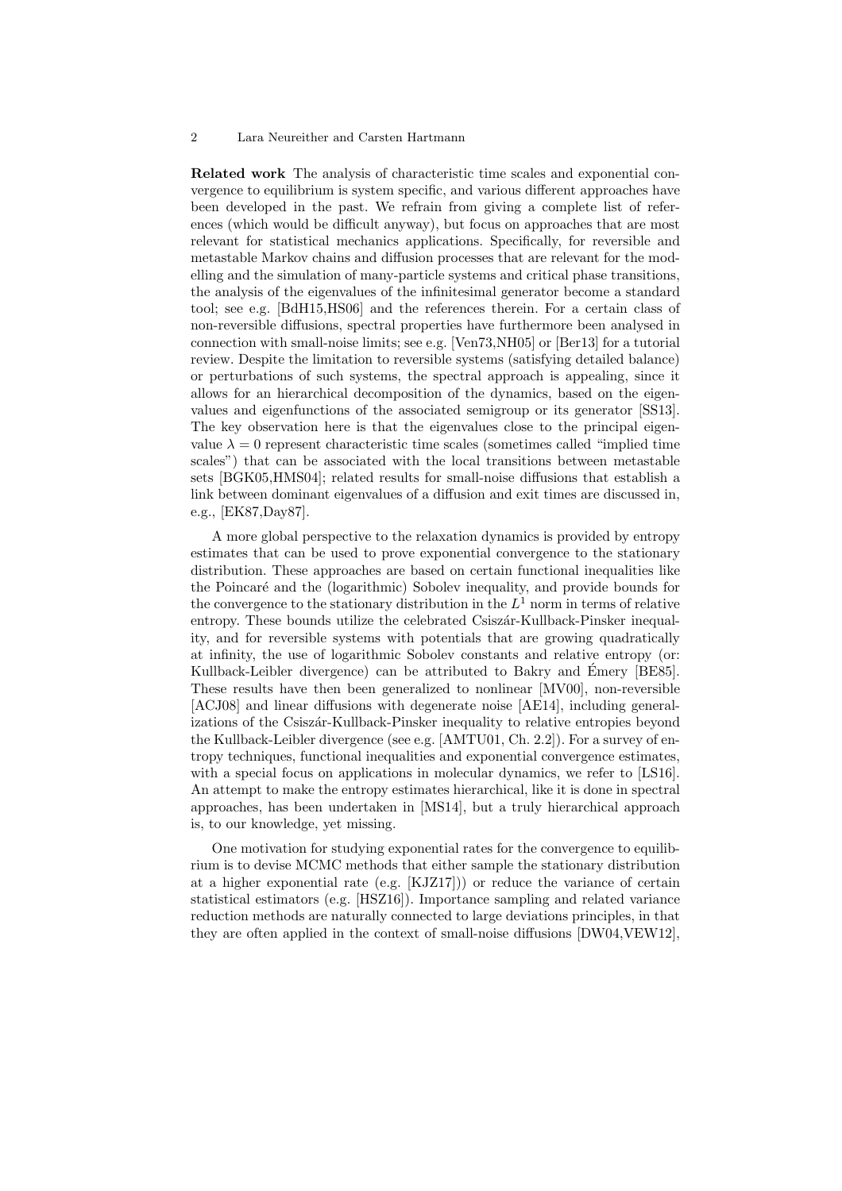**Related work** The analysis of characteristic time scales and exponential convergence to equilibrium is system specific, and various different approaches have been developed in the past. We refrain from giving a complete list of references (which would be difficult anyway), but focus on approaches that are most relevant for statistical mechanics applications. Specifically, for reversible and metastable Markov chains and diffusion processes that are relevant for the modelling and the simulation of many-particle systems and critical phase transitions, the analysis of the eigenvalues of the infinitesimal generator become a standard tool; see e.g. [BdH15,HS06] and the references therein. For a certain class of non-reversible diffusions, spectral properties have furthermore been analysed in connection with small-noise limits; see e.g. [Ven73,NH05] or [Ber13] for a tutorial review. Despite the limitation to reversible systems (satisfying detailed balance) or perturbations of such systems, the spectral approach is appealing, since it allows for an hierarchical decomposition of the dynamics, based on the eigenvalues and eigenfunctions of the associated semigroup or its generator [SS13]. The key observation here is that the eigenvalues close to the principal eigenvalue $\lambda = 0$ represent characteristic time scales (sometimes called "implied time scales") that can be associated with the local transitions between metastable sets [BGK05,HMS04]; related results for small-noise diffusions that establish a link between dominant eigenvalues of a diffusion and exit times are discussed in, e.g., [EK87,Day87].

A more global perspective to the relaxation dynamics is provided by entropy estimates that can be used to prove exponential convergence to the stationary distribution. These approaches are based on certain functional inequalities like the Poincaré and the (logarithmic) Sobolev inequality, and provide bounds for the convergence to the stationary distribution in the $L^1$ norm in terms of relative entropy. These bounds utilize the celebrated Csiszár-Kullback-Pinsker inequality, and for reversible systems with potentials that are growing quadratically at infinity, the use of logarithmic Sobolev constants and relative entropy (or: Kullback-Leibler divergence) can be attributed to Bakry and Émery [BE85]. These results have then been generalized to nonlinear [MV00], non-reversible [ACJ08] and linear diffusions with degenerate noise [AE14], including generalizations of the Csiszár-Kullback-Pinsker inequality to relative entropies beyond the Kullback-Leibler divergence (see e.g. [AMTU01, Ch. 2.2]). For a survey of entropy techniques, functional inequalities and exponential convergence estimates, with a special focus on applications in molecular dynamics, we refer to [LS16]. An attempt to make the entropy estimates hierarchical, like it is done in spectral approaches, has been undertaken in [MS14], but a truly hierarchical approach is, to our knowledge, yet missing.

One motivation for studying exponential rates for the convergence to equilibrium is to devise MCMC methods that either sample the stationary distribution at a higher exponential rate (e.g. [KJZ17])) or reduce the variance of certain statistical estimators (e.g. [HSZ16]). Importance sampling and related variance reduction methods are naturally connected to large deviations principles, in that they are often applied in the context of small-noise diffusions [DW04,VEW12],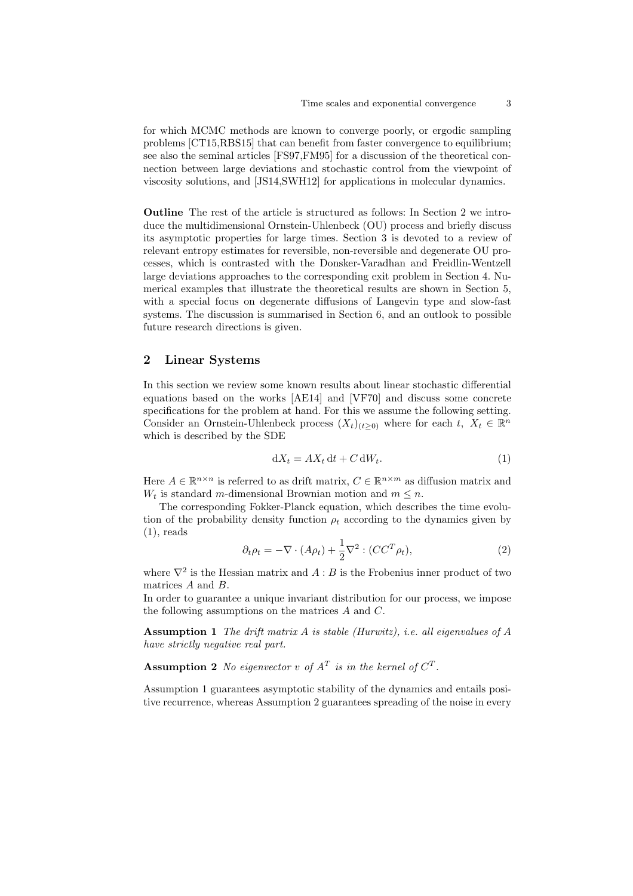for which MCMC methods are known to converge poorly, or ergodic sampling problems [CT15,RBS15] that can benefit from faster convergence to equilibrium; see also the seminal articles [FS97,FM95] for a discussion of the theoretical connection between large deviations and stochastic control from the viewpoint of viscosity solutions, and [JS14,SWH12] for applications in molecular dynamics.

**Outline** The rest of the article is structured as follows: In Section 2 we introduce the multidimensional Ornstein-Uhlenbeck (OU) process and briefly discuss its asymptotic properties for large times. Section 3 is devoted to a review of relevant entropy estimates for reversible, non-reversible and degenerate OU processes, which is contrasted with the Donsker-Varadhan and Freidlin-Wentzell large deviations approaches to the corresponding exit problem in Section 4. Numerical examples that illustrate the theoretical results are shown in Section 5, with a special focus on degenerate diffusions of Langevin type and slow-fast systems. The discussion is summarised in Section 6, and an outlook to possible future research directions is given.

## 2 Linear Systems

In this section we review some known results about linear stochastic differential equations based on the works [AE14] and [VF70] and discuss some concrete specifications for the problem at hand. For this we assume the following setting. Consider an Ornstein-Uhlenbeck process $(X_t)_{(t\geq 0)}$ where for each $t$, $X_t \in \mathbb{R}^n$ which is described by the SDE

$$\mathrm{d}X_t = AX_t\,\mathrm{d}t + C\,\mathrm{d}W_t. \tag{1}$$

Here $A \in \mathbb{R}^{n\times n}$ is referred to as drift matrix, $C \in \mathbb{R}^{n\times m}$ as diffusion matrix and $W_t$ is standard $m$-dimensional Brownian motion and $m \leq n$.

The corresponding Fokker-Planck equation, which describes the time evolution of the probability density function $\rho_t$ according to the dynamics given by (1), reads

$$\partial_t \rho_t = -\nabla \cdot (A\rho_t) + \frac{1}{2}\nabla^2 : (CC^T\rho_t), \tag{2}$$

where $\nabla^2$ is the Hessian matrix and $A : B$ is the Frobenius inner product of two matrices $A$ and $B$.

In order to guarantee a unique invariant distribution for our process, we impose the following assumptions on the matrices $A$ and $C$.

**Assumption 1** *The drift matrix $A$ is stable (Hurwitz), i.e. all eigenvalues of $A$ have strictly negative real part.*

**Assumption 2** *No eigenvector $v$ of $A^T$ is in the kernel of $C^T$.*

Assumption 1 guarantees asymptotic stability of the dynamics and entails positive recurrence, whereas Assumption 2 guarantees spreading of the noise in every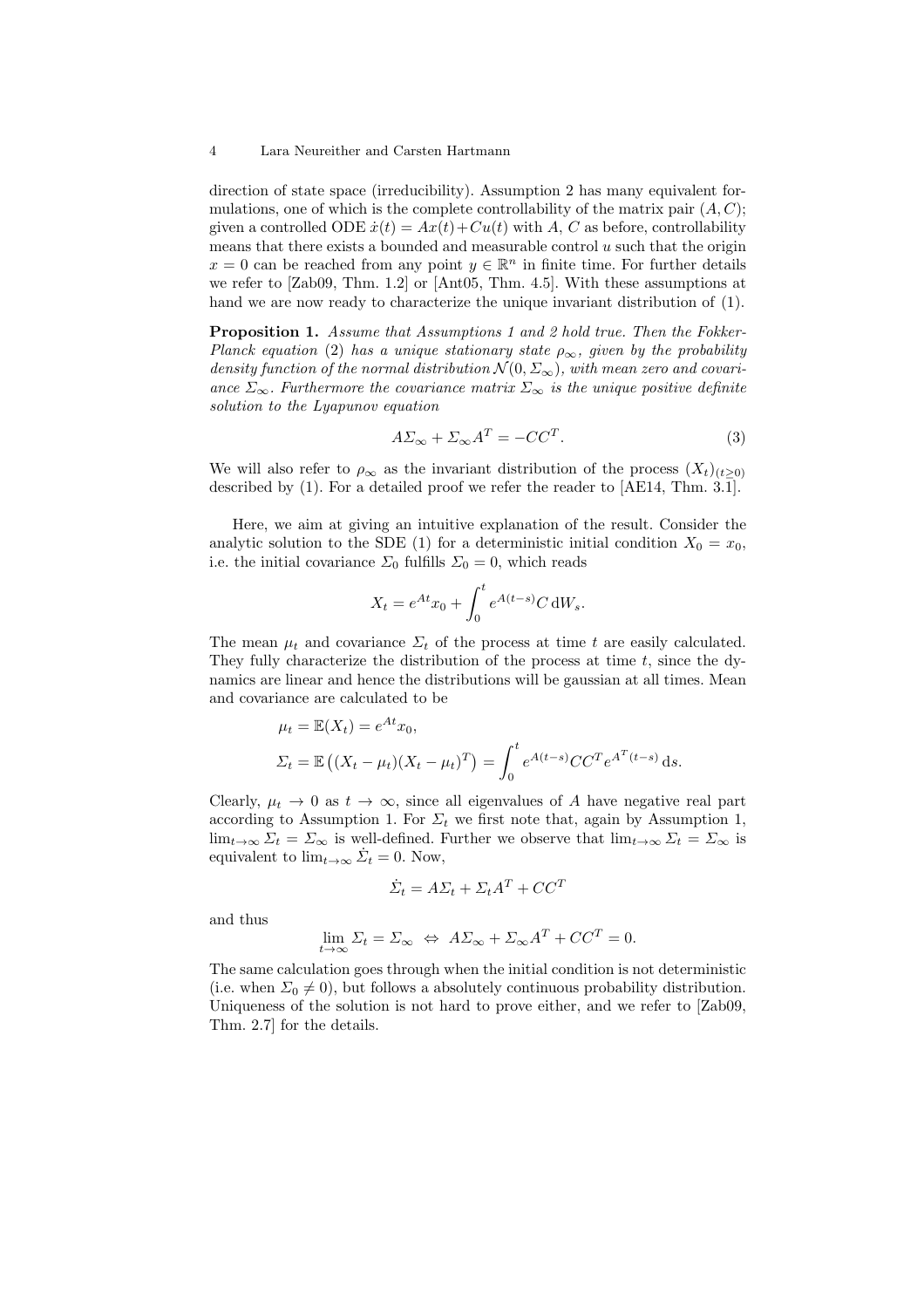direction of state space (irreducibility). Assumption 2 has many equivalent formulations, one of which is the complete controllability of the matrix pair $(A, C)$; given a controlled ODE $\dot{x}(t) = Ax(t) + Cu(t)$ with $A$, $C$ as before, controllability means that there exists a bounded and measurable control $u$ such that the origin $x = 0$ can be reached from any point $y \in \mathbb{R}^n$ in finite time. For further details we refer to [Zab09, Thm. 1.2] or [Ant05, Thm. 4.5]. With these assumptions at hand we are now ready to characterize the unique invariant distribution of (1).

**Proposition 1.** *Assume that Assumptions 1 and 2 hold true. Then the Fokker-Planck equation (2) has a unique stationary state $\rho_\infty$, given by the probability density function of the normal distribution $\mathcal{N}(0, \Sigma_\infty)$, with mean zero and covariance $\Sigma_\infty$. Furthermore the covariance matrix $\Sigma_\infty$ is the unique positive definite solution to the Lyapunov equation*

$$A\Sigma_\infty + \Sigma_\infty A^T = -CC^T. \tag{3}$$

We will also refer to $\rho_\infty$ as the invariant distribution of the process $(X_t)_{(t\geq 0)}$ described by (1). For a detailed proof we refer the reader to [AE14, Thm. 3.1].

Here, we aim at giving an intuitive explanation of the result. Consider the analytic solution to the SDE (1) for a deterministic initial condition $X_0 = x_0$, i.e. the initial covariance $\Sigma_0$ fulfills $\Sigma_0 = 0$, which reads

$$X_t = e^{At}x_0 + \int_0^t e^{A(t-s)}C \,\mathrm{d}W_s.$$

The mean $\mu_t$ and covariance $\Sigma_t$ of the process at time $t$ are easily calculated. They fully characterize the distribution of the process at time $t$, since the dynamics are linear and hence the distributions will be gaussian at all times. Mean and covariance are calculated to be

$$\mu_t = \mathbb{E}(X_t) = e^{At}x_0,$$

$$\Sigma_t = \mathbb{E}\left((X_t - \mu_t)(X_t - \mu_t)^T\right) = \int_0^t e^{A(t-s)}CC^T e^{A^T(t-s)} \,\mathrm{d}s.$$

Clearly, $\mu_t \to 0$ as $t \to \infty$, since all eigenvalues of $A$ have negative real part according to Assumption 1. For $\Sigma_t$ we first note that, again by Assumption 1, $\lim_{t\to\infty} \Sigma_t = \Sigma_\infty$ is well-defined. Further we observe that $\lim_{t\to\infty} \Sigma_t = \Sigma_\infty$ is equivalent to $\lim_{t\to\infty} \dot{\Sigma}_t = 0$. Now,

$$\dot{\Sigma}_t = A\Sigma_t + \Sigma_t A^T + CC^T$$

and thus

$$\lim_{t\to\infty} \Sigma_t = \Sigma_\infty \;\Leftrightarrow\; A\Sigma_\infty + \Sigma_\infty A^T + CC^T = 0.$$

The same calculation goes through when the initial condition is not deterministic (i.e. when $\Sigma_0 \neq 0$), but follows a absolutely continuous probability distribution. Uniqueness of the solution is not hard to prove either, and we refer to [Zab09, Thm. 2.7] for the details.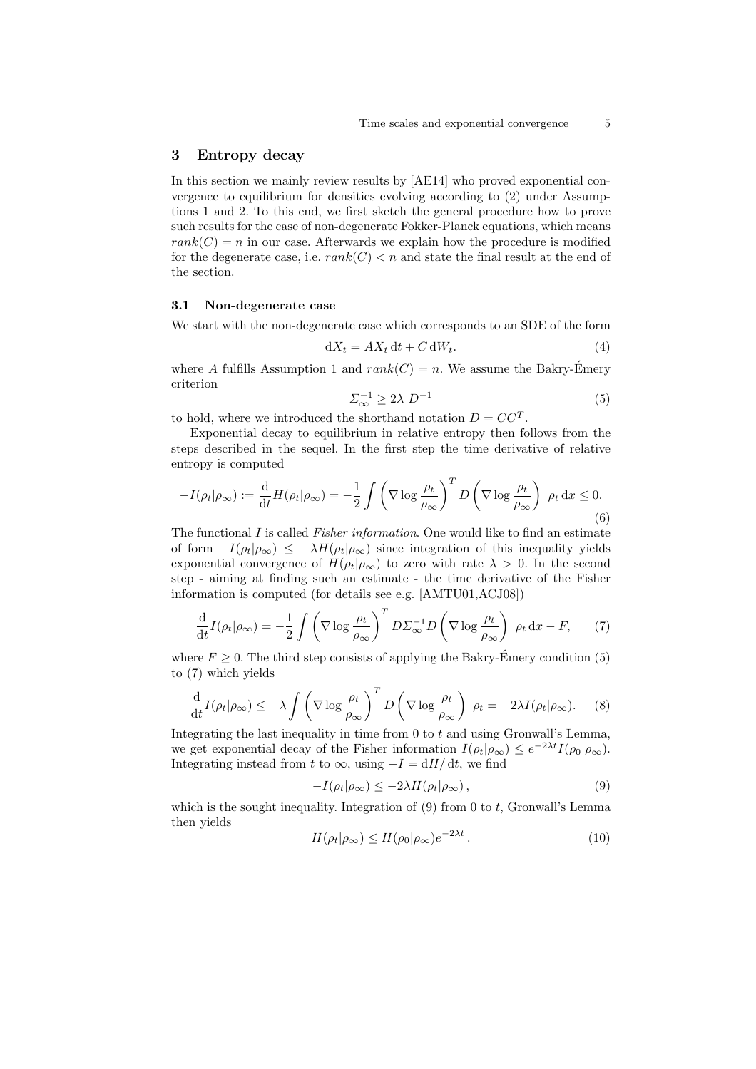## 3 Entropy decay

In this section we mainly review results by [AE14] who proved exponential convergence to equilibrium for densities evolving according to (2) under Assumptions 1 and 2. To this end, we first sketch the general procedure how to prove such results for the case of non-degenerate Fokker-Planck equations, which means $rank(C) = n$ in our case. Afterwards we explain how the procedure is modified for the degenerate case, i.e. $rank(C) < n$ and state the final result at the end of the section.

### 3.1 Non-degenerate case

We start with the non-degenerate case which corresponds to an SDE of the form

$$\mathrm{d}X_t = AX_t\,\mathrm{d}t + C\,\mathrm{d}W_t. \tag{4}$$

where $A$ fulfills Assumption 1 and $rank(C) = n$. We assume the Bakry-Émery criterion

$$\Sigma_\infty^{-1} \geq 2\lambda\ D^{-1} \tag{5}$$

to hold, where we introduced the shorthand notation $D = CC^T$.

Exponential decay to equilibrium in relative entropy then follows from the steps described in the sequel. In the first step the time derivative of relative entropy is computed

$$-I(\rho_t|\rho_\infty) := \frac{\mathrm{d}}{\mathrm{d}t}H(\rho_t|\rho_\infty) = -\frac{1}{2}\int \left(\nabla \log \frac{\rho_t}{\rho_\infty}\right)^T D \left(\nabla \log \frac{\rho_t}{\rho_\infty}\right)\ \rho_t\,\mathrm{d}x \leq 0. \tag{6}$$

The functional $I$ is called *Fisher information*. One would like to find an estimate of form $-I(\rho_t|\rho_\infty) \leq -\lambda H(\rho_t|\rho_\infty)$ since integration of this inequality yields exponential convergence of $H(\rho_t|\rho_\infty)$ to zero with rate $\lambda > 0$. In the second step - aiming at finding such an estimate - the time derivative of the Fisher information is computed (for details see e.g. [AMTU01,ACJ08])

$$\frac{\mathrm{d}}{\mathrm{d}t}I(\rho_t|\rho_\infty) = -\frac{1}{2}\int \left(\nabla \log \frac{\rho_t}{\rho_\infty}\right)^T D\Sigma_\infty^{-1}D \left(\nabla \log \frac{\rho_t}{\rho_\infty}\right)\ \rho_t\,\mathrm{d}x - F, \tag{7}$$

where $F \geq 0$. The third step consists of applying the Bakry-Émery condition (5) to (7) which yields

$$\frac{\mathrm{d}}{\mathrm{d}t}I(\rho_t|\rho_\infty) \leq -\lambda\int \left(\nabla \log \frac{\rho_t}{\rho_\infty}\right)^T D \left(\nabla \log \frac{\rho_t}{\rho_\infty}\right)\ \rho_t = -2\lambda I(\rho_t|\rho_\infty). \tag{8}$$

Integrating the last inequality in time from 0 to $t$ and using Gronwall's Lemma, we get exponential decay of the Fisher information $I(\rho_t|\rho_\infty) \leq e^{-2\lambda t}I(\rho_0|\rho_\infty)$. Integrating instead from $t$ to $\infty$, using $-I = \mathrm{d}H/\,\mathrm{d}t$, we find

$$-I(\rho_t|\rho_\infty) \leq -2\lambda H(\rho_t|\rho_\infty)\,, \tag{9}$$

which is the sought inequality. Integration of (9) from 0 to $t$, Gronwall's Lemma then yields

$$H(\rho_t|\rho_\infty) \leq H(\rho_0|\rho_\infty)e^{-2\lambda t}\,. \tag{10}$$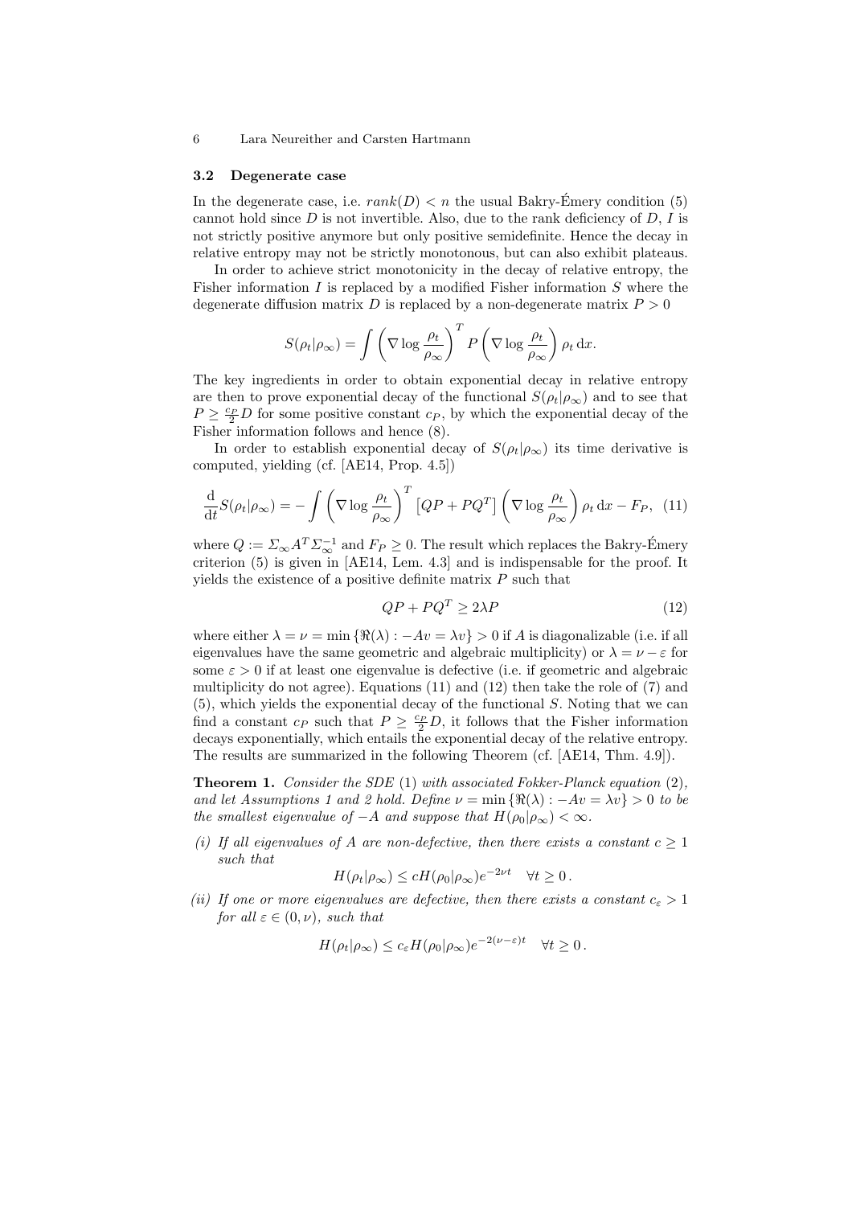### 3.2 Degenerate case

In the degenerate case, i.e. $rank(D) < n$ the usual Bakry-Émery condition (5) cannot hold since $D$ is not invertible. Also, due to the rank deficiency of $D$, $I$ is not strictly positive anymore but only positive semidefinite. Hence the decay in relative entropy may not be strictly monotonous, but can also exhibit plateaus.

In order to achieve strict monotonicity in the decay of relative entropy, the Fisher information $I$ is replaced by a modified Fisher information $S$ where the degenerate diffusion matrix $D$ is replaced by a non-degenerate matrix $P > 0$

$$S(\rho_t|\rho_\infty) = \int \left(\nabla \log \frac{\rho_t}{\rho_\infty}\right)^T P \left(\nabla \log \frac{\rho_t}{\rho_\infty}\right) \rho_t \, \mathrm{d}x.$$

The key ingredients in order to obtain exponential decay in relative entropy are then to prove exponential decay of the functional $S(\rho_t|\rho_\infty)$ and to see that $P \geq \frac{c_P}{2} D$ for some positive constant $c_P$, by which the exponential decay of the Fisher information follows and hence (8).

In order to establish exponential decay of $S(\rho_t|\rho_\infty)$ its time derivative is computed, yielding (cf. [AE14, Prop. 4.5])

$$\frac{\mathrm{d}}{\mathrm{d}t} S(\rho_t|\rho_\infty) = -\int \left(\nabla \log \frac{\rho_t}{\rho_\infty}\right)^T \left[QP + PQ^T\right] \left(\nabla \log \frac{\rho_t}{\rho_\infty}\right) \rho_t \, \mathrm{d}x - F_P, \quad (11)$$

where $Q := \Sigma_\infty A^T \Sigma_\infty^{-1}$ and $F_P \geq 0$. The result which replaces the Bakry-Émery criterion (5) is given in [AE14, Lem. 4.3] and is indispensable for the proof. It yields the existence of a positive definite matrix $P$ such that

$$QP + PQ^T \geq 2\lambda P \quad (12)$$

where either $\lambda = \nu = \min\{\Re(\lambda) : -Av = \lambda v\} > 0$ if $A$ is diagonalizable (i.e. if all eigenvalues have the same geometric and algebraic multiplicity) or $\lambda = \nu - \varepsilon$ for some $\varepsilon > 0$ if at least one eigenvalue is defective (i.e. if geometric and algebraic multiplicity do not agree). Equations (11) and (12) then take the role of (7) and (5), which yields the exponential decay of the functional $S$. Noting that we can find a constant $c_P$ such that $P \geq \frac{c_P}{2} D$, it follows that the Fisher information decays exponentially, which entails the exponential decay of the relative entropy. The results are summarized in the following Theorem (cf. [AE14, Thm. 4.9]).

**Theorem 1.** *Consider the SDE* (1) *with associated Fokker-Planck equation* (2)*, and let Assumptions 1 and 2 hold. Define* $\nu = \min\{\Re(\lambda) : -Av = \lambda v\} > 0$ *to be the smallest eigenvalue of* $-A$ *and suppose that* $H(\rho_0|\rho_\infty) < \infty$.

*(i) If all eigenvalues of* $A$ *are non-defective, then there exists a constant* $c \geq 1$ *such that*

$$H(\rho_t|\rho_\infty) \leq c H(\rho_0|\rho_\infty) e^{-2\nu t} \quad \forall t \geq 0\,.$$

*(ii) If one or more eigenvalues are defective, then there exists a constant* $c_\varepsilon > 1$ *for all* $\varepsilon \in (0, \nu)$*, such that*

$$H(\rho_t|\rho_\infty) \leq c_\varepsilon H(\rho_0|\rho_\infty) e^{-2(\nu - \varepsilon)t} \quad \forall t \geq 0\,.$$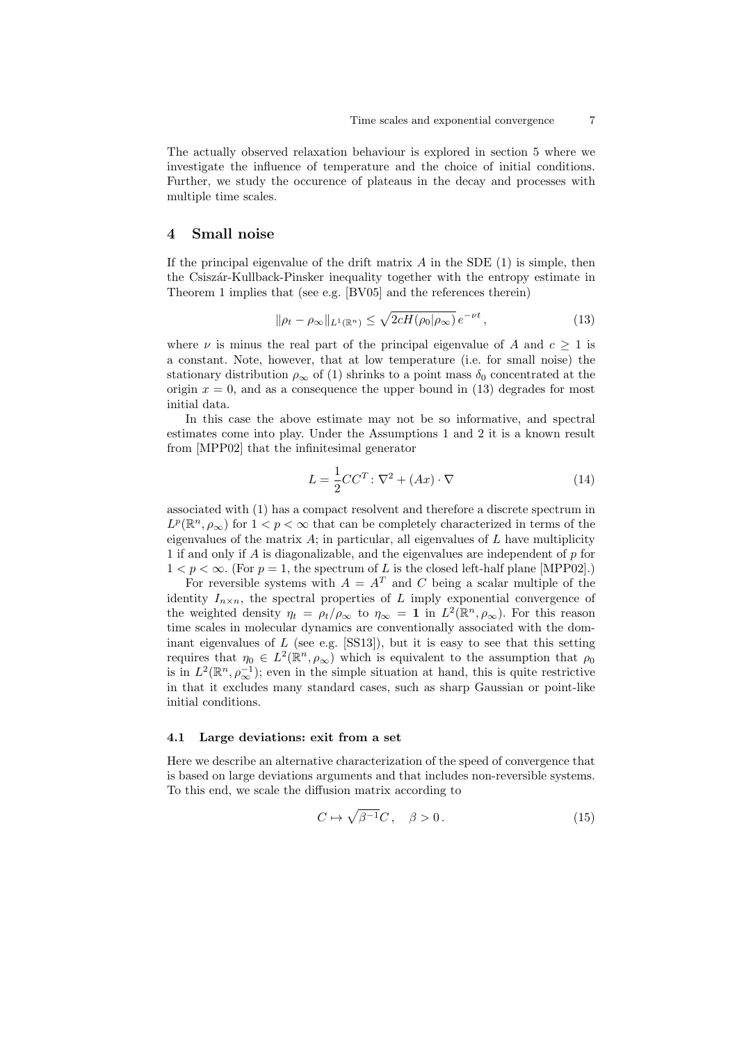The actually observed relaxation behaviour is explored in section 5 where we investigate the influence of temperature and the choice of initial conditions. Further, we study the occurence of plateaus in the decay and processes with multiple time scales.

## 4 Small noise

If the principal eigenvalue of the drift matrix $A$ in the SDE (1) is simple, then the Csiszár-Kullback-Pinsker inequality together with the entropy estimate in Theorem 1 implies that (see e.g. [BV05] and the references therein)

$$\|\rho_t - \rho_\infty\|_{L^1(\mathbb{R}^n)} \leq \sqrt{2cH(\rho_0|\rho_\infty)}\, e^{-\nu t}\,, \tag{13}$$

where $\nu$ is minus the real part of the principal eigenvalue of $A$ and $c \geq 1$ is a constant. Note, however, that at low temperature (i.e. for small noise) the stationary distribution $\rho_\infty$ of (1) shrinks to a point mass $\delta_0$ concentrated at the origin $x = 0$, and as a consequence the upper bound in (13) degrades for most initial data.

In this case the above estimate may not be so informative, and spectral estimates come into play. Under the Assumptions 1 and 2 it is a known result from [MPP02] that the infinitesimal generator

$$L = \frac{1}{2}CC^T : \nabla^2 + (Ax) \cdot \nabla \tag{14}$$

associated with (1) has a compact resolvent and therefore a discrete spectrum in $L^p(\mathbb{R}^n, \rho_\infty)$ for $1 < p < \infty$ that can be completely characterized in terms of the eigenvalues of the matrix $A$; in particular, all eigenvalues of $L$ have multiplicity 1 if and only if $A$ is diagonalizable, and the eigenvalues are independent of $p$ for $1 < p < \infty$. (For $p = 1$, the spectrum of $L$ is the closed left-half plane [MPP02].)

For reversible systems with $A = A^T$ and $C$ being a scalar multiple of the identity $I_{n\times n}$, the spectral properties of $L$ imply exponential convergence of the weighted density $\eta_t = \rho_t/\rho_\infty$ to $\eta_\infty = \mathbf{1}$ in $L^2(\mathbb{R}^n, \rho_\infty)$. For this reason time scales in molecular dynamics are conventionally associated with the dominant eigenvalues of $L$ (see e.g. [SS13]), but it is easy to see that this setting requires that $\eta_0 \in L^2(\mathbb{R}^n, \rho_\infty)$ which is equivalent to the assumption that $\rho_0$ is in $L^2(\mathbb{R}^n, \rho_\infty^{-1})$; even in the simple situation at hand, this is quite restrictive in that it excludes many standard cases, such as sharp Gaussian or point-like initial conditions.

### 4.1 Large deviations: exit from a set

Here we describe an alternative characterization of the speed of convergence that is based on large deviations arguments and that includes non-reversible systems. To this end, we scale the diffusion matrix according to

$$C \mapsto \sqrt{\beta^{-1}}C\,, \quad \beta > 0\,. \tag{15}$$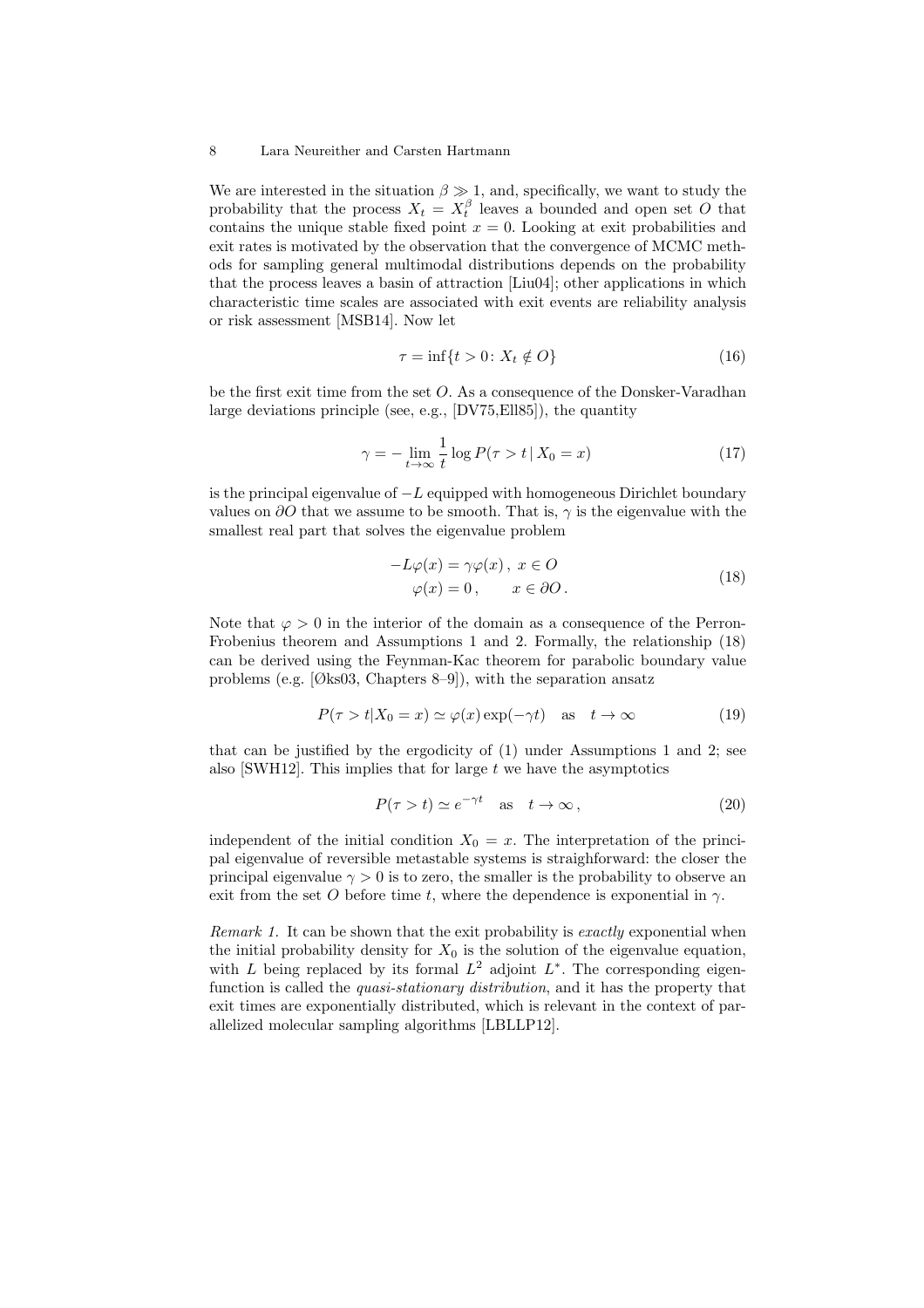We are interested in the situation $\beta \gg 1$, and, specifically, we want to study the probability that the process $X_t = X_t^\beta$ leaves a bounded and open set $O$ that contains the unique stable fixed point $x = 0$. Looking at exit probabilities and exit rates is motivated by the observation that the convergence of MCMC methods for sampling general multimodal distributions depends on the probability that the process leaves a basin of attraction [Liu04]; other applications in which characteristic time scales are associated with exit events are reliability analysis or risk assessment [MSB14]. Now let

$$\tau = \inf\{t > 0 \colon X_t \notin O\} \tag{16}$$

be the first exit time from the set $O$. As a consequence of the Donsker-Varadhan large deviations principle (see, e.g., [DV75,Ell85]), the quantity

$$\gamma = -\lim_{t\to\infty} \frac{1}{t} \log P(\tau > t \,|\, X_0 = x) \tag{17}$$

is the principal eigenvalue of $-L$ equipped with homogeneous Dirichlet boundary values on $\partial O$ that we assume to be smooth. That is, $\gamma$ is the eigenvalue with the smallest real part that solves the eigenvalue problem

$$\begin{aligned} -L\varphi(x) &= \gamma\varphi(x)\,,\ x \in O \\ \varphi(x) &= 0\,, \qquad x \in \partial O\,. \end{aligned} \tag{18}$$

Note that $\varphi > 0$ in the interior of the domain as a consequence of the Perron-Frobenius theorem and Assumptions 1 and 2. Formally, the relationship (18) can be derived using the Feynman-Kac theorem for parabolic boundary value problems (e.g. [Øks03, Chapters 8–9]), with the separation ansatz

$$P(\tau > t | X_0 = x) \simeq \varphi(x)\exp(-\gamma t) \quad \text{as} \quad t \to \infty \tag{19}$$

that can be justified by the ergodicity of (1) under Assumptions 1 and 2; see also [SWH12]. This implies that for large $t$ we have the asymptotics

$$P(\tau > t) \simeq e^{-\gamma t} \quad \text{as} \quad t \to \infty\,, \tag{20}$$

independent of the initial condition $X_0 = x$. The interpretation of the principal eigenvalue of reversible metastable systems is straighforward: the closer the principal eigenvalue $\gamma > 0$ is to zero, the smaller is the probability to observe an exit from the set $O$ before time $t$, where the dependence is exponential in $\gamma$.

*Remark 1.* It can be shown that the exit probability is *exactly* exponential when the initial probability density for $X_0$ is the solution of the eigenvalue equation, with $L$ being replaced by its formal $L^2$ adjoint $L^*$. The corresponding eigenfunction is called the *quasi-stationary distribution*, and it has the property that exit times are exponentially distributed, which is relevant in the context of parallelized molecular sampling algorithms [LBLLP12].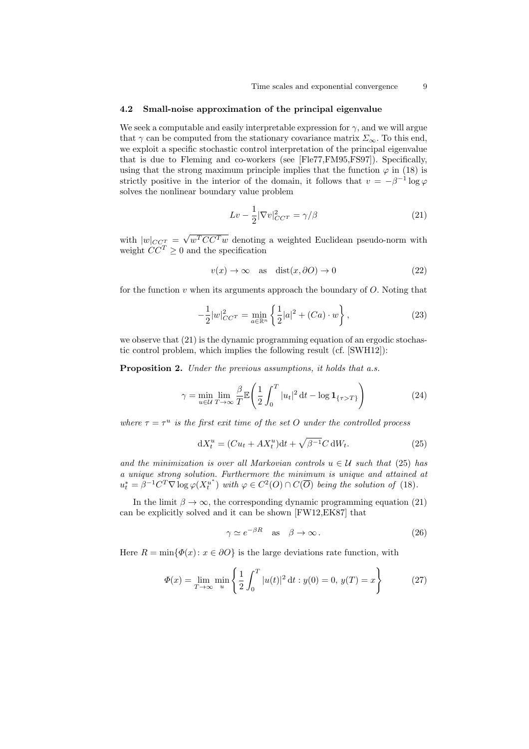### 4.2 Small-noise approximation of the principal eigenvalue

We seek a computable and easily interpretable expression for $\gamma$, and we will argue that $\gamma$ can be computed from the stationary covariance matrix $\Sigma_\infty$. To this end, we exploit a specific stochastic control interpretation of the principal eigenvalue that is due to Fleming and co-workers (see [Fle77,FM95,FS97]). Specifically, using that the strong maximum principle implies that the function $\varphi$ in (18) is strictly positive in the interior of the domain, it follows that $v = -\beta^{-1}\log\varphi$ solves the nonlinear boundary value problem

$$Lv - \frac{1}{2}|\nabla v|^2_{CC^T} = \gamma/\beta \tag{21}$$

with $|w|_{CC^T} = \sqrt{w^T CC^T w}$ denoting a weighted Euclidean pseudo-norm with weight $CC^T \geq 0$ and the specification

$$v(x) \to \infty \quad \text{as} \quad \operatorname{dist}(x, \partial O) \to 0 \tag{22}$$

for the function $v$ when its arguments approach the boundary of $O$. Noting that

$$-\frac{1}{2}|w|^2_{CC^T} = \min_{a\in\mathbb{R}^n}\left\{\frac{1}{2}|a|^2 + (Ca)\cdot w\right\}, \tag{23}$$

we observe that (21) is the dynamic programming equation of an ergodic stochastic control problem, which implies the following result (cf. [SWH12]):

**Proposition 2.** *Under the previous assumptions, it holds that a.s.*

$$\gamma = \min_{u\in\mathcal{U}} \lim_{T\to\infty} \frac{\beta}{T}\mathbb{E}\left(\frac{1}{2}\int_0^T |u_t|^2\,\mathrm{d}t - \log \mathbf{1}_{\{\tau > T\}}\right) \tag{24}$$

*where $\tau = \tau^u$ is the first exit time of the set $O$ under the controlled process*

$$\mathrm{d}X^u_t = (Cu_t + AX^u_t)\mathrm{d}t + \sqrt{\beta^{-1}}C\,\mathrm{d}W_t. \tag{25}$$

*and the minimization is over all Markovian controls $u \in \mathcal{U}$ such that (25) has a unique strong solution. Furthermore the minimum is unique and attained at $u^*_t = \beta^{-1}C^T\nabla\log\varphi(X^{u^*}_t)$ with $\varphi \in C^2(O)\cap C(\overline{O})$ being the solution of (18).*

In the limit $\beta\to\infty$, the corresponding dynamic programming equation (21) can be explicitly solved and it can be shown [FW12,EK87] that

$$\gamma \simeq e^{-\beta R} \quad \text{as} \quad \beta\to\infty\,. \tag{26}$$

Here $R = \min\{\Phi(x) \colon x\in\partial O\}$ is the large deviations rate function, with

$$\Phi(x) = \lim_{T\to\infty}\min_{u}\left\{\frac{1}{2}\int_0^T |u(t)|^2\,\mathrm{d}t : y(0) = 0,\, y(T) = x\right\} \tag{27}$$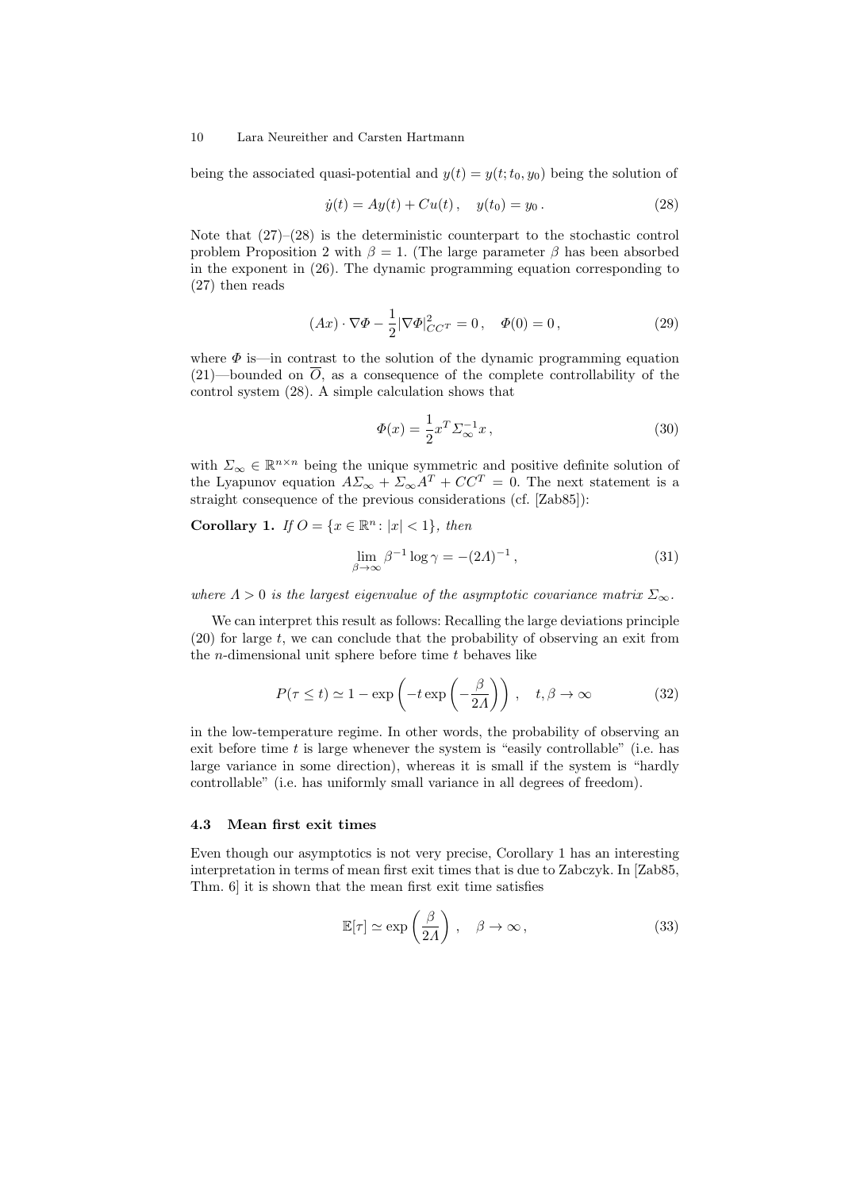being the associated quasi-potential and $y(t) = y(t; t_0, y_0)$ being the solution of

$$\dot{y}(t) = Ay(t) + Cu(t)\,, \quad y(t_0) = y_0\,. \tag{28}$$

Note that (27)–(28) is the deterministic counterpart to the stochastic control problem Proposition 2 with $\beta = 1$. (The large parameter $\beta$ has been absorbed in the exponent in (26). The dynamic programming equation corresponding to (27) then reads

$$(Ax) \cdot \nabla \Phi - \frac{1}{2}|\nabla \Phi|^2_{CC^T} = 0\,, \quad \Phi(0) = 0\,, \tag{29}$$

where $\Phi$ is—in contrast to the solution of the dynamic programming equation (21)—bounded on $\overline{O}$, as a consequence of the complete controllability of the control system (28). A simple calculation shows that

$$\Phi(x) = \frac{1}{2} x^T \Sigma_\infty^{-1} x\,, \tag{30}$$

with $\Sigma_\infty \in \mathbb{R}^{n \times n}$ being the unique symmetric and positive definite solution of the Lyapunov equation $A\Sigma_\infty + \Sigma_\infty A^T + CC^T = 0$. The next statement is a straight consequence of the previous considerations (cf. [Zab85]):

**Corollary 1.** *If $O = \{x \in \mathbb{R}^n : |x| < 1\}$, then*

$$\lim_{\beta \to \infty} \beta^{-1} \log \gamma = -(2\Lambda)^{-1}\,, \tag{31}$$

*where $\Lambda > 0$ is the largest eigenvalue of the asymptotic covariance matrix $\Sigma_\infty$.*

We can interpret this result as follows: Recalling the large deviations principle (20) for large $t$, we can conclude that the probability of observing an exit from the $n$-dimensional unit sphere before time $t$ behaves like

$$P(\tau \leq t) \simeq 1 - \exp\left(-t \exp\left(-\frac{\beta}{2\Lambda}\right)\right)\,, \quad t, \beta \to \infty \tag{32}$$

in the low-temperature regime. In other words, the probability of observing an exit before time $t$ is large whenever the system is “easily controllable” (i.e. has large variance in some direction), whereas it is small if the system is “hardly controllable” (i.e. has uniformly small variance in all degrees of freedom).

### 4.3 Mean first exit times

Even though our asymptotics is not very precise, Corollary 1 has an interesting interpretation in terms of mean first exit times that is due to Zabczyk. In [Zab85, Thm. 6] it is shown that the mean first exit time satisfies

$$\mathbb{E}[\tau] \simeq \exp\left(\frac{\beta}{2\Lambda}\right)\,, \quad \beta \to \infty\,, \tag{33}$$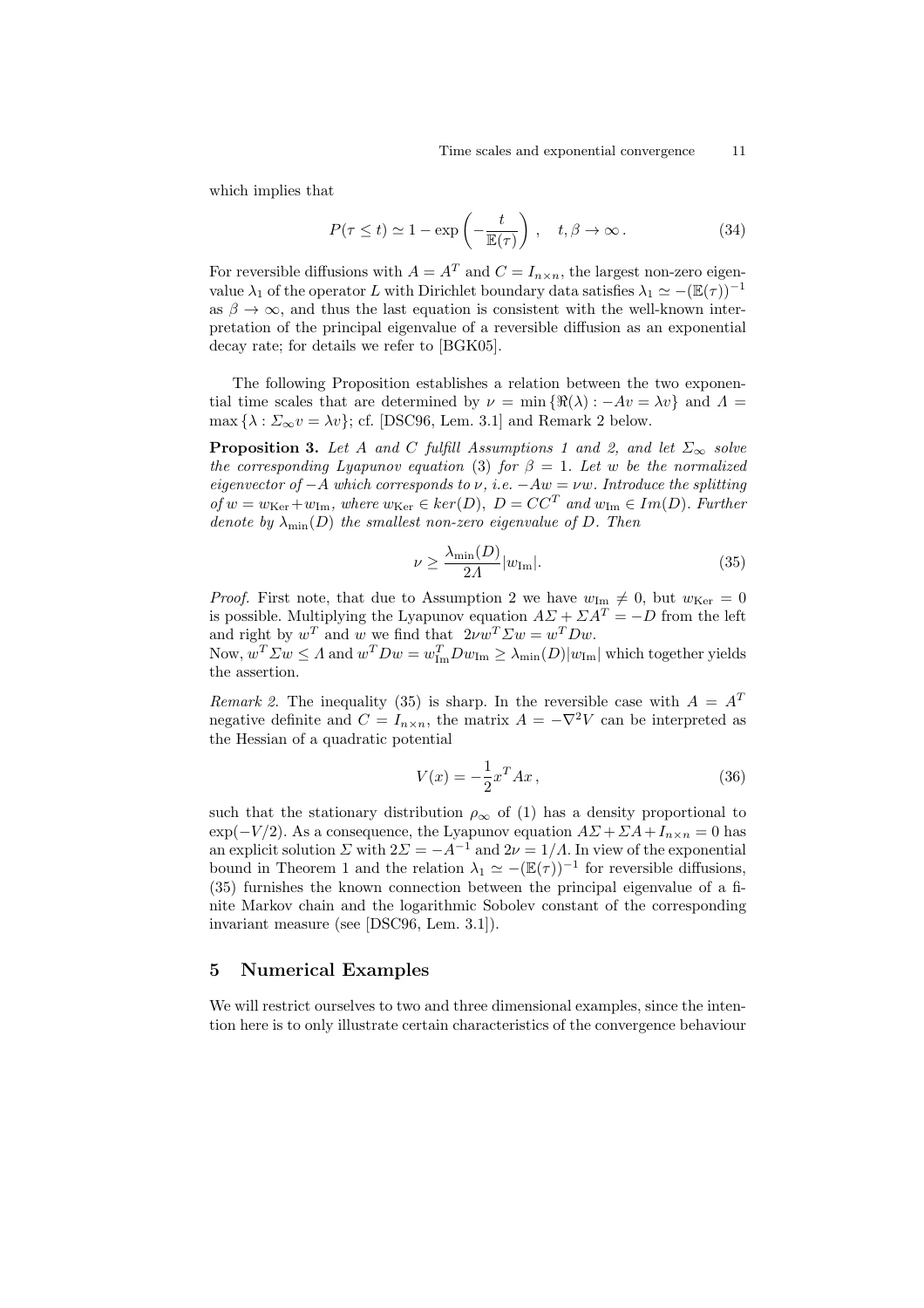which implies that

$$P(\tau \le t) \simeq 1 - \exp\left(-\frac{t}{\mathbb{E}(\tau)}\right), \quad t, \beta \to \infty\,. \tag{34}$$

For reversible diffusions with $A = A^T$ and $C = I_{n\times n}$, the largest non-zero eigenvalue $\lambda_1$ of the operator $L$ with Dirichlet boundary data satisfies $\lambda_1 \simeq -(\mathbb{E}(\tau))^{-1}$ as $\beta \to \infty$, and thus the last equation is consistent with the well-known interpretation of the principal eigenvalue of a reversible diffusion as an exponential decay rate; for details we refer to [BGK05].

The following Proposition establishes a relation between the two exponential time scales that are determined by $\nu = \min\{\Re(\lambda) : -Av = \lambda v\}$ and $\Lambda = \max\{\lambda : \Sigma_\infty v = \lambda v\}$; cf. [DSC96, Lem. 3.1] and Remark 2 below.

**Proposition 3.** *Let $A$ and $C$ fulfill Assumptions 1 and 2, and let $\Sigma_\infty$ solve the corresponding Lyapunov equation (3) for $\beta = 1$. Let $w$ be the normalized eigenvector of $-A$ which corresponds to $\nu$, i.e. $-Aw = \nu w$. Introduce the splitting of $w = w_{\mathrm{Ker}} + w_{\mathrm{Im}}$, where $w_{\mathrm{Ker}} \in ker(D)$, $D = CC^T$ and $w_{\mathrm{Im}} \in Im(D)$. Further denote by $\lambda_{\min}(D)$ the smallest non-zero eigenvalue of $D$. Then*

$$\nu \ge \frac{\lambda_{\min}(D)}{2\Lambda}|w_{\mathrm{Im}}|. \tag{35}$$

*Proof.* First note, that due to Assumption 2 we have $w_{\mathrm{Im}} \ne 0$, but $w_{\mathrm{Ker}} = 0$ is possible. Multiplying the Lyapunov equation $A\Sigma + \Sigma A^T = -D$ from the left and right by $w^T$ and $w$ we find that $2\nu w^T \Sigma w = w^T D w$.
Now, $w^T \Sigma w \le \Lambda$ and $w^T D w = w_{\mathrm{Im}}^T D w_{\mathrm{Im}} \ge \lambda_{\min}(D)|w_{\mathrm{Im}}|$ which together yields the assertion.

*Remark 2.* The inequality (35) is sharp. In the reversible case with $A = A^T$ negative definite and $C = I_{n\times n}$, the matrix $A = -\nabla^2 V$ can be interpreted as the Hessian of a quadratic potential

$$V(x) = -\frac{1}{2}x^T A x\,, \tag{36}$$

such that the stationary distribution $\rho_\infty$ of (1) has a density proportional to $\exp(-V/2)$. As a consequence, the Lyapunov equation $A\Sigma + \Sigma A + I_{n\times n} = 0$ has an explicit solution $\Sigma$ with $2\Sigma = -A^{-1}$ and $2\nu = 1/\Lambda$. In view of the exponential bound in Theorem 1 and the relation $\lambda_1 \simeq -(\mathbb{E}(\tau))^{-1}$ for reversible diffusions, (35) furnishes the known connection between the principal eigenvalue of a finite Markov chain and the logarithmic Sobolev constant of the corresponding invariant measure (see [DSC96, Lem. 3.1]).

## 5 Numerical Examples

We will restrict ourselves to two and three dimensional examples, since the intention here is to only illustrate certain characteristics of the convergence behaviour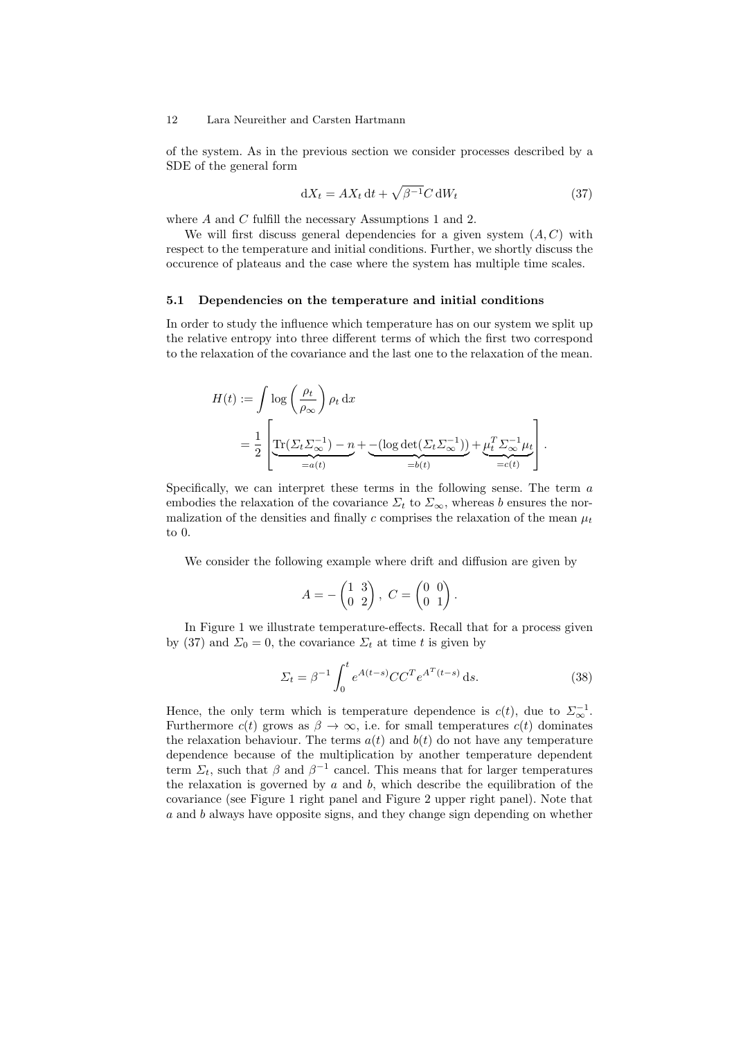of the system. As in the previous section we consider processes described by a SDE of the general form

$$\mathrm{d}X_t = AX_t\,\mathrm{d}t + \sqrt{\beta^{-1}}C\,\mathrm{d}W_t \tag{37}$$

where $A$ and $C$ fulfill the necessary Assumptions 1 and 2.

We will first discuss general dependencies for a given system $(A, C)$ with respect to the temperature and initial conditions. Further, we shortly discuss the occurence of plateaus and the case where the system has multiple time scales.

### 5.1 Dependencies on the temperature and initial conditions

In order to study the influence which temperature has on our system we split up the relative entropy into three different terms of which the first two correspond to the relaxation of the covariance and the last one to the relaxation of the mean.

$$\begin{aligned} H(t) &:= \int \log\left(\frac{\rho_t}{\rho_\infty}\right)\rho_t\,\mathrm{d}x \\ &= \frac{1}{2}\left[\underbrace{\mathrm{Tr}(\Sigma_t\Sigma_\infty^{-1}) - n}_{=a(t)} + \underbrace{-(\log\det(\Sigma_t\Sigma_\infty^{-1}))}_{=b(t)} + \underbrace{\mu_t^T\Sigma_\infty^{-1}\mu_t}_{=c(t)}\right]. \end{aligned}$$

Specifically, we can interpret these terms in the following sense. The term $a$ embodies the relaxation of the covariance $\Sigma_t$ to $\Sigma_\infty$, whereas $b$ ensures the normalization of the densities and finally $c$ comprises the relaxation of the mean $\mu_t$ to 0.

We consider the following example where drift and diffusion are given by

$$A = -\begin{pmatrix} 1 & 3 \\ 0 & 2 \end{pmatrix},\; C = \begin{pmatrix} 0 & 0 \\ 0 & 1 \end{pmatrix}.$$

In Figure 1 we illustrate temperature-effects. Recall that for a process given by (37) and $\Sigma_0 = 0$, the covariance $\Sigma_t$ at time $t$ is given by

$$\Sigma_t = \beta^{-1}\int_0^t e^{A(t-s)}CC^Te^{A^T(t-s)}\,\mathrm{d}s. \tag{38}$$

Hence, the only term which is temperature dependence is $c(t)$, due to $\Sigma_\infty^{-1}$. Furthermore $c(t)$ grows as $\beta \to \infty$, i.e. for small temperatures $c(t)$ dominates the relaxation behaviour. The terms $a(t)$ and $b(t)$ do not have any temperature dependence because of the multiplication by another temperature dependent term $\Sigma_t$, such that $\beta$ and $\beta^{-1}$ cancel. This means that for larger temperatures the relaxation is governed by $a$ and $b$, which describe the equilibration of the covariance (see Figure 1 right panel and Figure 2 upper right panel). Note that $a$ and $b$ always have opposite signs, and they change sign depending on whether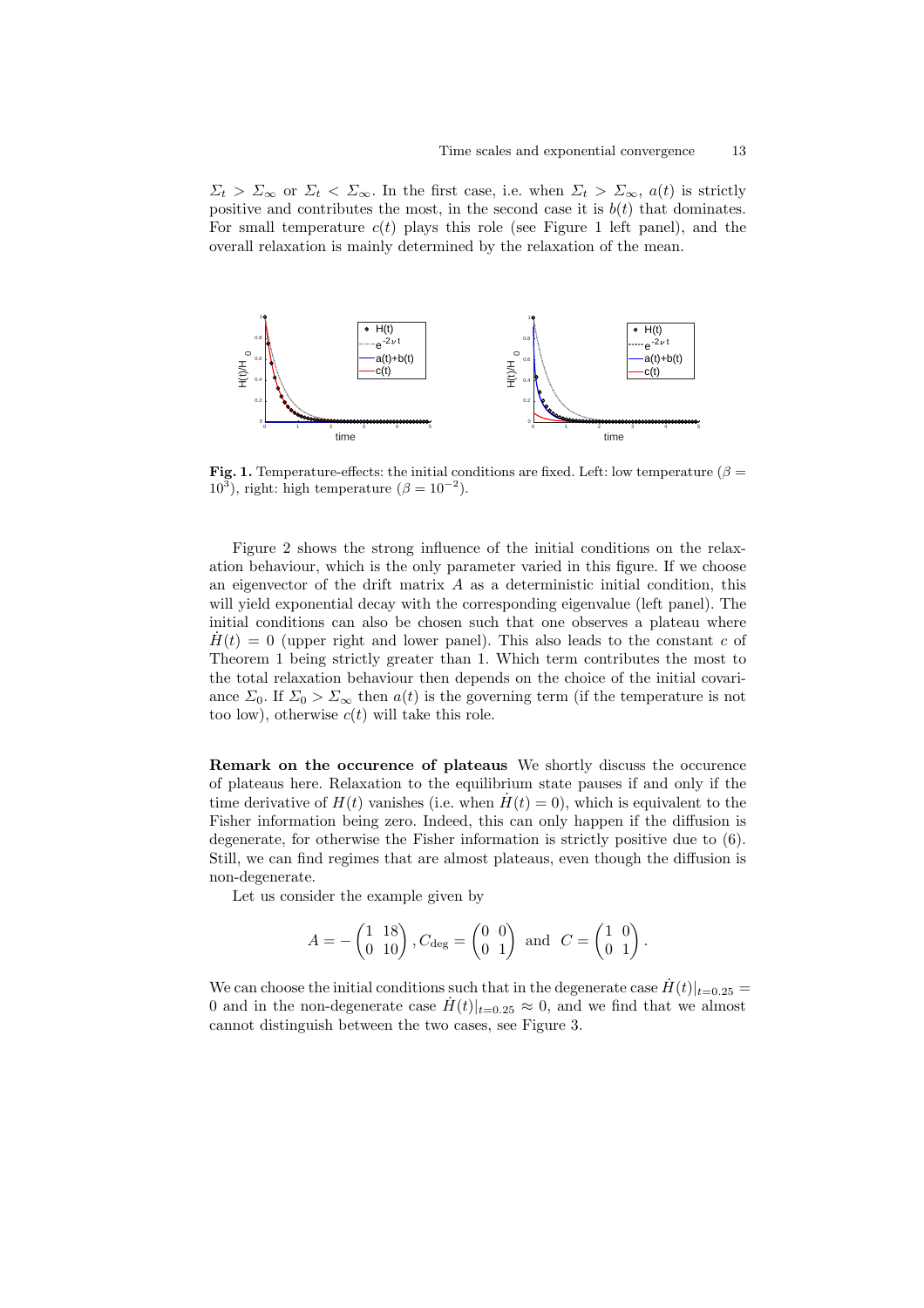$\Sigma_t > \Sigma_\infty$ or $\Sigma_t < \Sigma_\infty$. In the first case, i.e. when $\Sigma_t > \Sigma_\infty$, $a(t)$ is strictly positive and contributes the most, in the second case it is $b(t)$ that dominates. For small temperature $c(t)$ plays this role (see Figure 1 left panel), and the overall relaxation is mainly determined by the relaxation of the mean.

**Fig. 1.** Temperature-effects: the initial conditions are fixed. Left: low temperature ($\beta = 10^3$), right: high temperature ($\beta = 10^{-2}$).

Figure 2 shows the strong influence of the initial conditions on the relaxation behaviour, which is the only parameter varied in this figure. If we choose an eigenvector of the drift matrix $A$ as a deterministic initial condition, this will yield exponential decay with the corresponding eigenvalue (left panel). The initial conditions can also be chosen such that one observes a plateau where $\dot{H}(t) = 0$ (upper right and lower panel). This also leads to the constant $c$ of Theorem 1 being strictly greater than 1. Which term contributes the most to the total relaxation behaviour then depends on the choice of the initial covariance $\Sigma_0$. If $\Sigma_0 > \Sigma_\infty$ then $a(t)$ is the governing term (if the temperature is not too low), otherwise $c(t)$ will take this role.

**Remark on the occurence of plateaus** We shortly discuss the occurence of plateaus here. Relaxation to the equilibrium state pauses if and only if the time derivative of $H(t)$ vanishes (i.e. when $\dot{H}(t) = 0$), which is equivalent to the Fisher information being zero. Indeed, this can only happen if the diffusion is degenerate, for otherwise the Fisher information is strictly positive due to (6). Still, we can find regimes that are almost plateaus, even though the diffusion is non-degenerate.

Let us consider the example given by

$$A = -\begin{pmatrix} 1 & 18 \\ 0 & 10 \end{pmatrix}, C_{\text{deg}} = \begin{pmatrix} 0 & 0 \\ 0 & 1 \end{pmatrix} \text{ and } C = \begin{pmatrix} 1 & 0 \\ 0 & 1 \end{pmatrix}.$$

We can choose the initial conditions such that in the degenerate case $\dot{H}(t)|_{t=0.25} = 0$ and in the non-degenerate case $\dot{H}(t)|_{t=0.25} \approx 0$, and we find that we almost cannot distinguish between the two cases, see Figure 3.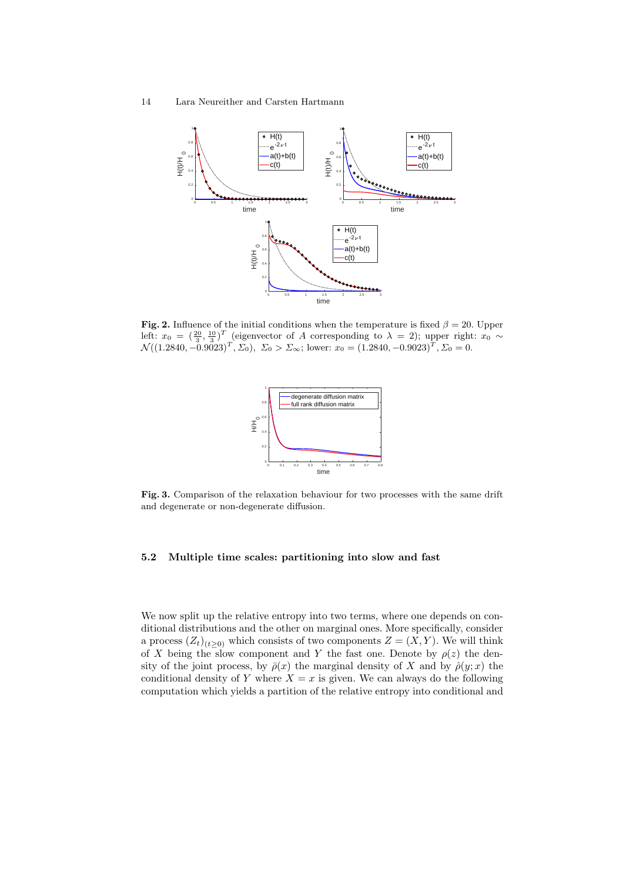**Fig. 2.** Influence of the initial conditions when the temperature is fixed $\beta = 20$. Upper left: $x_0 = (\frac{20}{3}, \frac{10}{3})^T$ (eigenvector of $A$ corresponding to $\lambda = 2$); upper right: $x_0 \sim \mathcal{N}((1.2840, -0.9023)^T, \Sigma_0)$, $\Sigma_0 > \Sigma_\infty$; lower: $x_0 = (1.2840, -0.9023)^T, \Sigma_0 = 0$.

**Fig. 3.** Comparison of the relaxation behaviour for two processes with the same drift and degenerate or non-degenerate diffusion.

### 5.2 Multiple time scales: partitioning into slow and fast

We now split up the relative entropy into two terms, where one depends on conditional distributions and the other on marginal ones. More specifically, consider a process $(Z_t)_{(t \geq 0)}$ which consists of two components $Z = (X, Y)$. We will think of $X$ being the slow component and $Y$ the fast one. Denote by $\rho(z)$ the density of the joint process, by $\bar{\rho}(x)$ the marginal density of $X$ and by $\hat{\rho}(y; x)$ the conditional density of $Y$ where $X = x$ is given. We can always do the following computation which yields a partition of the relative entropy into conditional and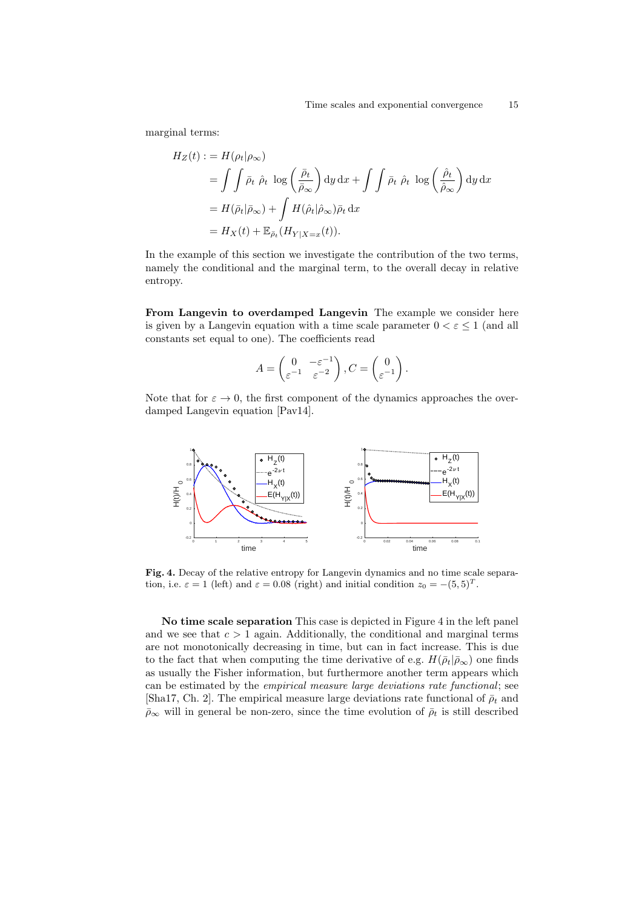marginal terms:

$$
\begin{aligned}
H_Z(t) &:= H(\rho_t|\rho_\infty) \\
&= \int\int \bar{\rho}_t\ \hat{\rho}_t\ \log\left(\frac{\bar{\rho}_t}{\bar{\rho}_\infty}\right) \mathrm{d}y\,\mathrm{d}x + \int\int \bar{\rho}_t\ \hat{\rho}_t\ \log\left(\frac{\hat{\rho}_t}{\hat{\rho}_\infty}\right) \mathrm{d}y\,\mathrm{d}x \\
&= H(\bar{\rho}_t|\bar{\rho}_\infty) + \int H(\hat{\rho}_t|\hat{\rho}_\infty)\bar{\rho}_t\,\mathrm{d}x \\
&= H_X(t) + \mathbb{E}_{\bar{\rho}_t}(H_{Y|X=x}(t)).
\end{aligned}
$$

In the example of this section we investigate the contribution of the two terms, namely the conditional and the marginal term, to the overall decay in relative entropy.

**From Langevin to overdamped Langevin** The example we consider here is given by a Langevin equation with a time scale parameter $0 < \varepsilon \leq 1$ (and all constants set equal to one). The coefficients read

$$
A = \begin{pmatrix} 0 & -\varepsilon^{-1} \\ \varepsilon^{-1} & \varepsilon^{-2} \end{pmatrix}, C = \begin{pmatrix} 0 \\ \varepsilon^{-1} \end{pmatrix}.
$$

Note that for $\varepsilon \to 0$, the first component of the dynamics approaches the overdamped Langevin equation [Pav14].

**Fig. 4.** Decay of the relative entropy for Langevin dynamics and no time scale separation, i.e. $\varepsilon = 1$ (left) and $\varepsilon = 0.08$ (right) and initial condition $z_0 = -(5,5)^T$.

**No time scale separation** This case is depicted in Figure 4 in the left panel and we see that $c > 1$ again. Additionally, the conditional and marginal terms are not monotonically decreasing in time, but can in fact increase. This is due to the fact that when computing the time derivative of e.g. $H(\bar{\rho}_t|\bar{\rho}_\infty)$ one finds as usually the Fisher information, but furthermore another term appears which can be estimated by the *empirical measure large deviations rate functional*; see [Sha17, Ch. 2]. The empirical measure large deviations rate functional of $\bar{\rho}_t$ and $\bar{\rho}_\infty$ will in general be non-zero, since the time evolution of $\bar{\rho}_t$ is still described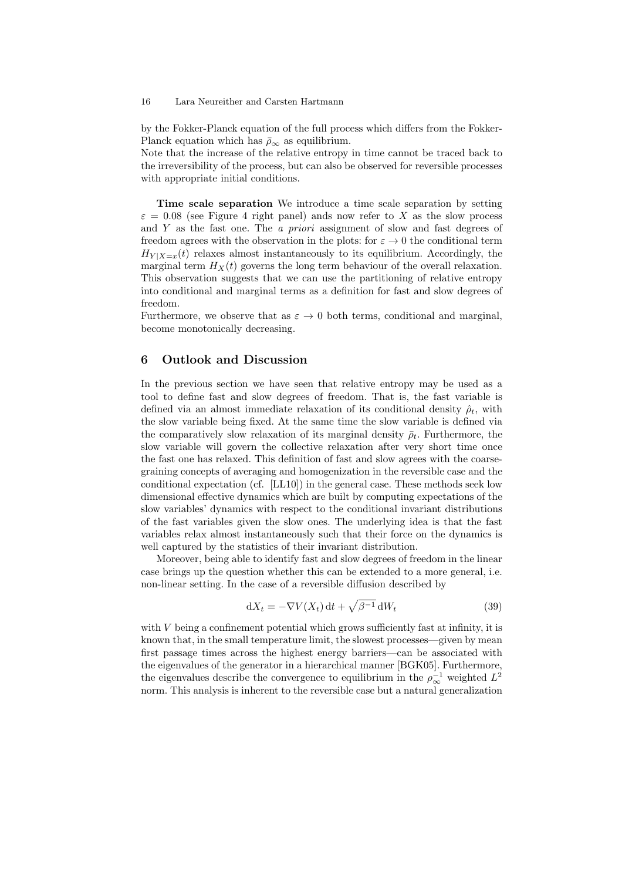by the Fokker-Planck equation of the full process which differs from the Fokker-Planck equation which has $\bar{\rho}_\infty$ as equilibrium.
Note that the increase of the relative entropy in time cannot be traced back to the irreversibility of the process, but can also be observed for reversible processes with appropriate initial conditions.

**Time scale separation** We introduce a time scale separation by setting $\varepsilon = 0.08$ (see Figure 4 right panel) ands now refer to $X$ as the slow process and $Y$ as the fast one. The *a priori* assignment of slow and fast degrees of freedom agrees with the observation in the plots: for $\varepsilon \to 0$ the conditional term $H_{Y|X=x}(t)$ relaxes almost instantaneously to its equilibrium. Accordingly, the marginal term $H_X(t)$ governs the long term behaviour of the overall relaxation. This observation suggests that we can use the partitioning of relative entropy into conditional and marginal terms as a definition for fast and slow degrees of freedom.
Furthermore, we observe that as $\varepsilon \to 0$ both terms, conditional and marginal, become monotonically decreasing.

## 6 Outlook and Discussion

In the previous section we have seen that relative entropy may be used as a tool to define fast and slow degrees of freedom. That is, the fast variable is defined via an almost immediate relaxation of its conditional density $\hat{\rho}_t$, with the slow variable being fixed. At the same time the slow variable is defined via the comparatively slow relaxation of its marginal density $\bar{\rho}_t$. Furthermore, the slow variable will govern the collective relaxation after very short time once the fast one has relaxed. This definition of fast and slow agrees with the coarse-graining concepts of averaging and homogenization in the reversible case and the conditional expectation (cf. [LL10]) in the general case. These methods seek low dimensional effective dynamics which are built by computing expectations of the slow variables' dynamics with respect to the conditional invariant distributions of the fast variables given the slow ones. The underlying idea is that the fast variables relax almost instantaneously such that their force on the dynamics is well captured by the statistics of their invariant distribution.

Moreover, being able to identify fast and slow degrees of freedom in the linear case brings up the question whether this can be extended to a more general, i.e. non-linear setting. In the case of a reversible diffusion described by

$$\mathrm{d}X_t = -\nabla V(X_t)\,\mathrm{d}t + \sqrt{\beta^{-1}}\,\mathrm{d}W_t \tag{39}$$

with $V$ being a confinement potential which grows sufficiently fast at infinity, it is known that, in the small temperature limit, the slowest processes—given by mean first passage times across the highest energy barriers—can be associated with the eigenvalues of the generator in a hierarchical manner [BGK05]. Furthermore, the eigenvalues describe the convergence to equilibrium in the $\rho_\infty^{-1}$ weighted $L^2$ norm. This analysis is inherent to the reversible case but a natural generalization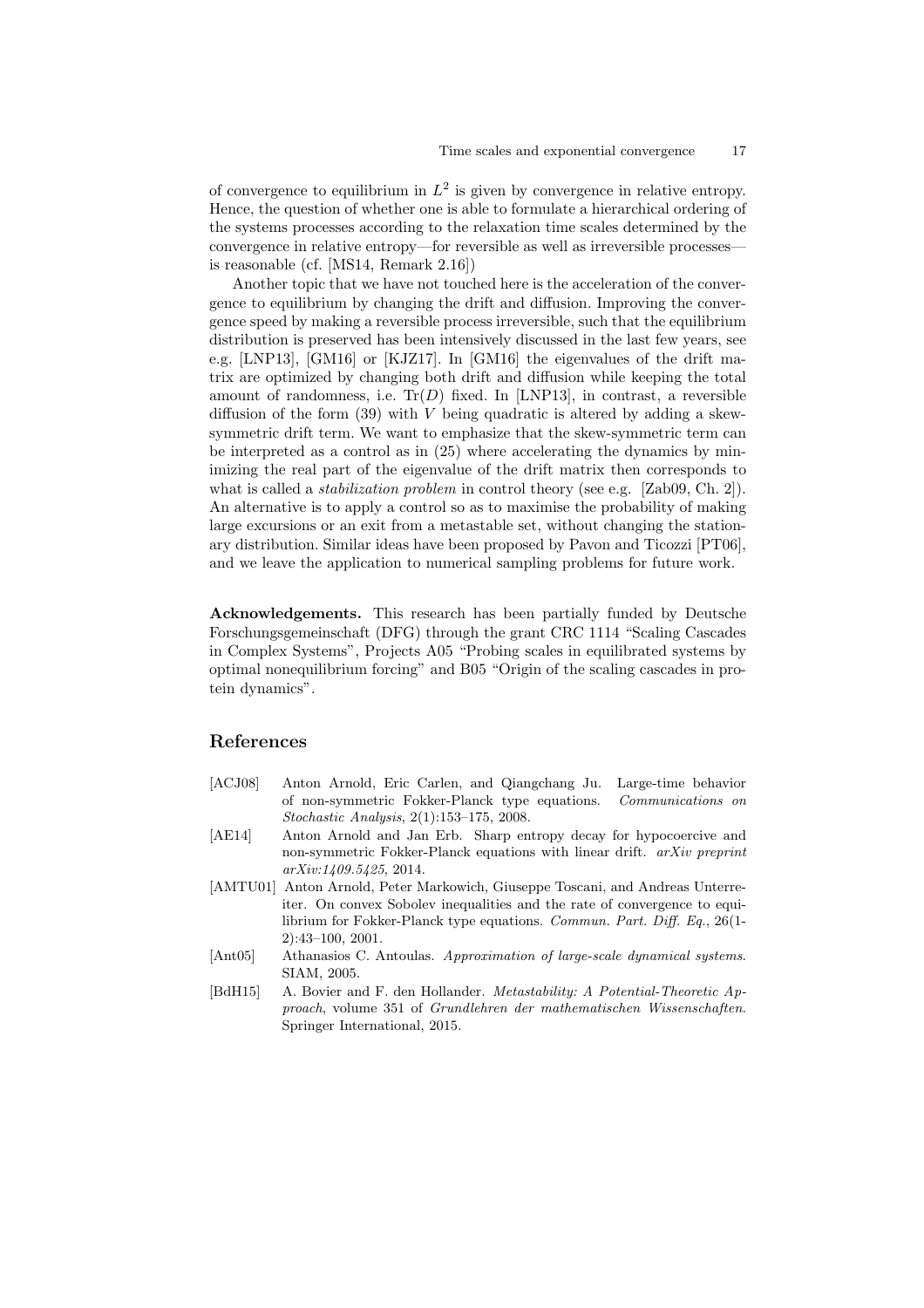of convergence to equilibrium in $L^2$ is given by convergence in relative entropy. Hence, the question of whether one is able to formulate a hierarchical ordering of the systems processes according to the relaxation time scales determined by the convergence in relative entropy—for reversible as well as irreversible processes—is reasonable (cf. [MS14, Remark 2.16])

Another topic that we have not touched here is the acceleration of the convergence to equilibrium by changing the drift and diffusion. Improving the convergence speed by making a reversible process irreversible, such that the equilibrium distribution is preserved has been intensively discussed in the last few years, see e.g. [LNP13], [GM16] or [KJZ17]. In [GM16] the eigenvalues of the drift matrix are optimized by changing both drift and diffusion while keeping the total amount of randomness, i.e. $\mathrm{Tr}(D)$ fixed. In [LNP13], in contrast, a reversible diffusion of the form (39) with $V$ being quadratic is altered by adding a skew-symmetric drift term. We want to emphasize that the skew-symmetric term can be interpreted as a control as in (25) where accelerating the dynamics by minimizing the real part of the eigenvalue of the drift matrix then corresponds to what is called a *stabilization problem* in control theory (see e.g. [Zab09, Ch. 2]). An alternative is to apply a control so as to maximise the probability of making large excursions or an exit from a metastable set, without changing the stationary distribution. Similar ideas have been proposed by Pavon and Ticozzi [PT06], and we leave the application to numerical sampling problems for future work.

**Acknowledgements.** This research has been partially funded by Deutsche Forschungsgemeinschaft (DFG) through the grant CRC 1114 "Scaling Cascades in Complex Systems", Projects A05 "Probing scales in equilibrated systems by optimal nonequilibrium forcing" and B05 "Origin of the scaling cascades in protein dynamics".

## References

- [ACJ08] Anton Arnold, Eric Carlen, and Qiangchang Ju. Large-time behavior of non-symmetric Fokker-Planck type equations. *Communications on Stochastic Analysis*, 2(1):153–175, 2008.
- [AE14] Anton Arnold and Jan Erb. Sharp entropy decay for hypocoercive and non-symmetric Fokker-Planck equations with linear drift. *arXiv preprint arXiv:1409.5425*, 2014.
- [AMTU01] Anton Arnold, Peter Markowich, Giuseppe Toscani, and Andreas Unterreiter. On convex Sobolev inequalities and the rate of convergence to equilibrium for Fokker-Planck type equations. *Commun. Part. Diff. Eq.*, 26(1-2):43–100, 2001.
- [Ant05] Athanasios C. Antoulas. *Approximation of large-scale dynamical systems*. SIAM, 2005.
- [BdH15] A. Bovier and F. den Hollander. *Metastability: A Potential-Theoretic Approach*, volume 351 of *Grundlehren der mathematischen Wissenschaften*. Springer International, 2015.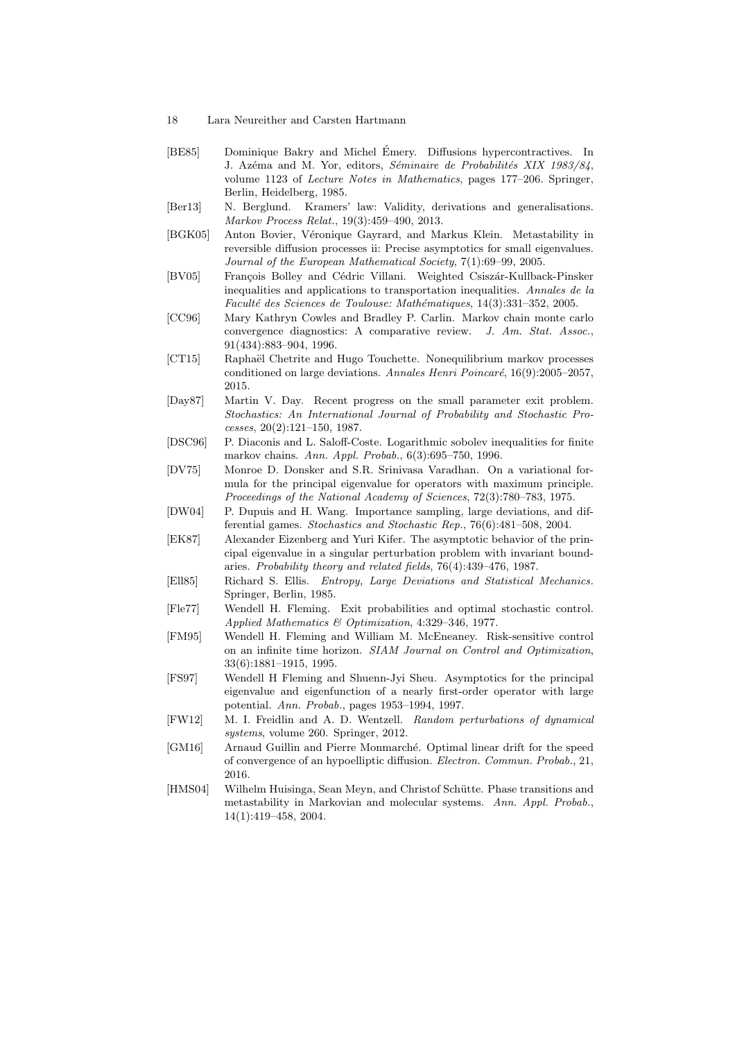[BE85] Dominique Bakry and Michel Émery. Diffusions hypercontractives. In J. Azéma and M. Yor, editors, *Séminaire de Probabilités XIX 1983/84*, volume 1123 of *Lecture Notes in Mathematics*, pages 177–206. Springer, Berlin, Heidelberg, 1985.

[Ber13] N. Berglund. Kramers' law: Validity, derivations and generalisations. *Markov Process Relat.*, 19(3):459–490, 2013.

[BGK05] Anton Bovier, Véronique Gayrard, and Markus Klein. Metastability in reversible diffusion processes ii: Precise asymptotics for small eigenvalues. *Journal of the European Mathematical Society*, 7(1):69–99, 2005.

[BV05] François Bolley and Cédric Villani. Weighted Csiszár-Kullback-Pinsker inequalities and applications to transportation inequalities. *Annales de la Faculté des Sciences de Toulouse: Mathématiques*, 14(3):331–352, 2005.

[CC96] Mary Kathryn Cowles and Bradley P. Carlin. Markov chain monte carlo convergence diagnostics: A comparative review. *J. Am. Stat. Assoc.*, 91(434):883–904, 1996.

[CT15] Raphaël Chetrite and Hugo Touchette. Nonequilibrium markov processes conditioned on large deviations. *Annales Henri Poincaré*, 16(9):2005–2057, 2015.

[Day87] Martin V. Day. Recent progress on the small parameter exit problem. *Stochastics: An International Journal of Probability and Stochastic Processes*, 20(2):121–150, 1987.

[DSC96] P. Diaconis and L. Saloff-Coste. Logarithmic sobolev inequalities for finite markov chains. *Ann. Appl. Probab.*, 6(3):695–750, 1996.

[DV75] Monroe D. Donsker and S.R. Srinivasa Varadhan. On a variational formula for the principal eigenvalue for operators with maximum principle. *Proceedings of the National Academy of Sciences*, 72(3):780–783, 1975.

[DW04] P. Dupuis and H. Wang. Importance sampling, large deviations, and differential games. *Stochastics and Stochastic Rep.*, 76(6):481–508, 2004.

[EK87] Alexander Eizenberg and Yuri Kifer. The asymptotic behavior of the principal eigenvalue in a singular perturbation problem with invariant boundaries. *Probability theory and related fields*, 76(4):439–476, 1987.

[Ell85] Richard S. Ellis. *Entropy, Large Deviations and Statistical Mechanics.* Springer, Berlin, 1985.

[Fle77] Wendell H. Fleming. Exit probabilities and optimal stochastic control. *Applied Mathematics & Optimization*, 4:329–346, 1977.

[FM95] Wendell H. Fleming and William M. McEneaney. Risk-sensitive control on an infinite time horizon. *SIAM Journal on Control and Optimization*, 33(6):1881–1915, 1995.

[FS97] Wendell H Fleming and Shuenn-Jyi Sheu. Asymptotics for the principal eigenvalue and eigenfunction of a nearly first-order operator with large potential. *Ann. Probab.*, pages 1953–1994, 1997.

[FW12] M. I. Freidlin and A. D. Wentzell. *Random perturbations of dynamical systems*, volume 260. Springer, 2012.

[GM16] Arnaud Guillin and Pierre Monmarché. Optimal linear drift for the speed of convergence of an hypoelliptic diffusion. *Electron. Commun. Probab.*, 21, 2016.

[HMS04] Wilhelm Huisinga, Sean Meyn, and Christof Schütte. Phase transitions and metastability in Markovian and molecular systems. *Ann. Appl. Probab.*, 14(1):419–458, 2004.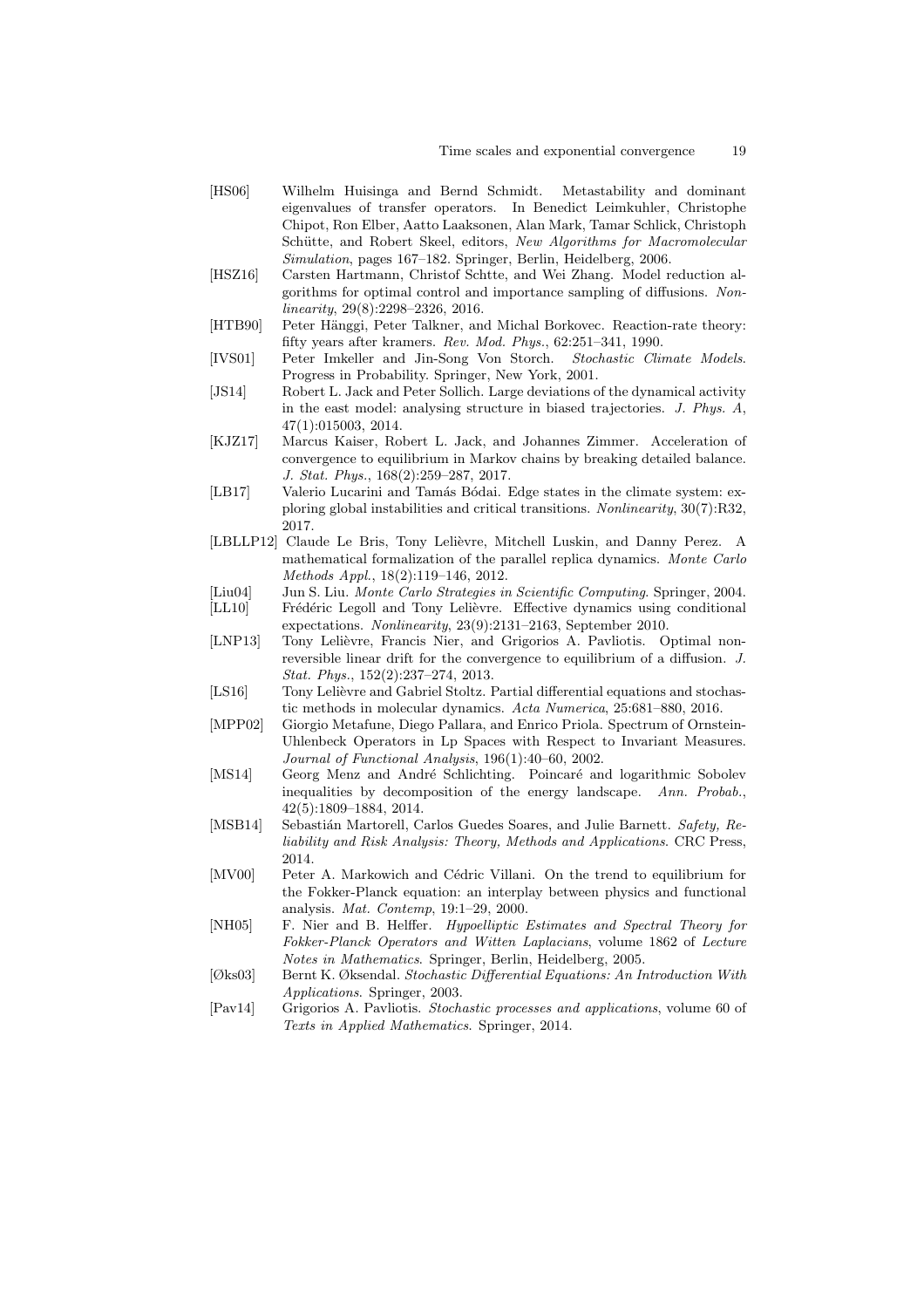- [HS06] Wilhelm Huisinga and Bernd Schmidt. Metastability and dominant eigenvalues of transfer operators. In Benedict Leimkuhler, Christophe Chipot, Ron Elber, Aatto Laaksonen, Alan Mark, Tamar Schlick, Christoph Schütte, and Robert Skeel, editors, *New Algorithms for Macromolecular Simulation*, pages 167–182. Springer, Berlin, Heidelberg, 2006.
- [HSZ16] Carsten Hartmann, Christof Schtte, and Wei Zhang. Model reduction algorithms for optimal control and importance sampling of diffusions. *Nonlinearity*, 29(8):2298–2326, 2016.
- [HTB90] Peter Hänggi, Peter Talkner, and Michal Borkovec. Reaction-rate theory: fifty years after kramers. *Rev. Mod. Phys.*, 62:251–341, 1990.
- [IVS01] Peter Imkeller and Jin-Song Von Storch. *Stochastic Climate Models*. Progress in Probability. Springer, New York, 2001.
- [JS14] Robert L. Jack and Peter Sollich. Large deviations of the dynamical activity in the east model: analysing structure in biased trajectories. *J. Phys. A*, 47(1):015003, 2014.
- [KJZ17] Marcus Kaiser, Robert L. Jack, and Johannes Zimmer. Acceleration of convergence to equilibrium in Markov chains by breaking detailed balance. *J. Stat. Phys.*, 168(2):259–287, 2017.
- [LB17] Valerio Lucarini and Tamás Bódai. Edge states in the climate system: exploring global instabilities and critical transitions. *Nonlinearity*, 30(7):R32, 2017.
- [LBLLP12] Claude Le Bris, Tony Lelièvre, Mitchell Luskin, and Danny Perez. A mathematical formalization of the parallel replica dynamics. *Monte Carlo Methods Appl.*, 18(2):119–146, 2012.
- [Liu04] Jun S. Liu. *Monte Carlo Strategies in Scientific Computing*. Springer, 2004.
- [LL10] Frédéric Legoll and Tony Lelièvre. Effective dynamics using conditional expectations. *Nonlinearity*, 23(9):2131–2163, September 2010.
- [LNP13] Tony Lelièvre, Francis Nier, and Grigorios A. Pavliotis. Optimal nonreversible linear drift for the convergence to equilibrium of a diffusion. *J. Stat. Phys.*, 152(2):237–274, 2013.
- [LS16] Tony Lelièvre and Gabriel Stoltz. Partial differential equations and stochastic methods in molecular dynamics. *Acta Numerica*, 25:681–880, 2016.
- [MPP02] Giorgio Metafune, Diego Pallara, and Enrico Priola. Spectrum of Ornstein-Uhlenbeck Operators in Lp Spaces with Respect to Invariant Measures. *Journal of Functional Analysis*, 196(1):40–60, 2002.
- [MS14] Georg Menz and André Schlichting. Poincaré and logarithmic Sobolev inequalities by decomposition of the energy landscape. *Ann. Probab.*, 42(5):1809–1884, 2014.
- [MSB14] Sebastián Martorell, Carlos Guedes Soares, and Julie Barnett. *Safety, Reliability and Risk Analysis: Theory, Methods and Applications*. CRC Press, 2014.
- [MV00] Peter A. Markowich and Cédric Villani. On the trend to equilibrium for the Fokker-Planck equation: an interplay between physics and functional analysis. *Mat. Contemp*, 19:1–29, 2000.
- [NH05] F. Nier and B. Helffer. *Hypoelliptic Estimates and Spectral Theory for Fokker-Planck Operators and Witten Laplacians*, volume 1862 of *Lecture Notes in Mathematics*. Springer, Berlin, Heidelberg, 2005.
- [Øks03] Bernt K. Øksendal. *Stochastic Differential Equations: An Introduction With Applications*. Springer, 2003.
- [Pav14] Grigorios A. Pavliotis. *Stochastic processes and applications*, volume 60 of *Texts in Applied Mathematics*. Springer, 2014.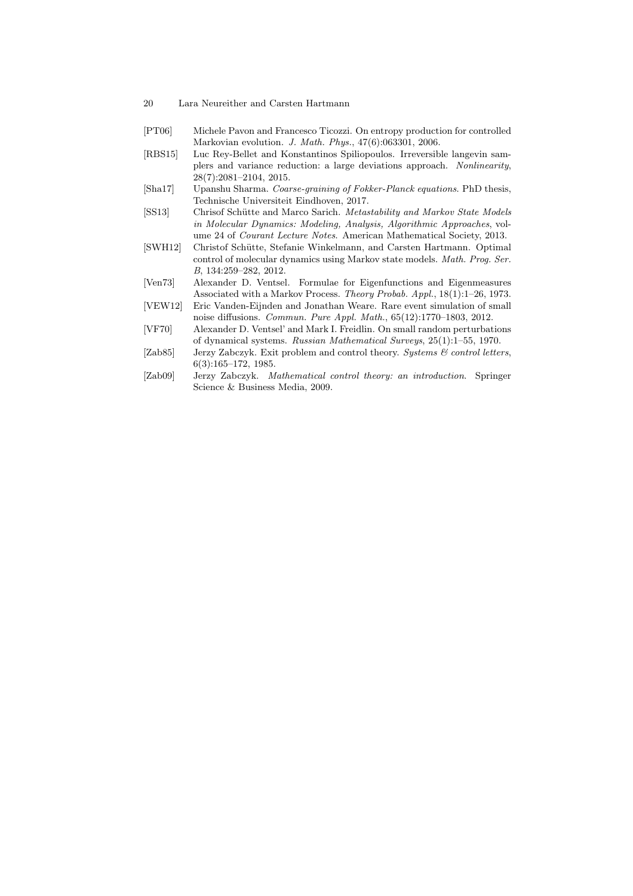[PT06] Michele Pavon and Francesco Ticozzi. On entropy production for controlled Markovian evolution. *J. Math. Phys.*, 47(6):063301, 2006.

[RBS15] Luc Rey-Bellet and Konstantinos Spiliopoulos. Irreversible langevin samplers and variance reduction: a large deviations approach. *Nonlinearity*, 28(7):2081–2104, 2015.

[Sha17] Upanshu Sharma. *Coarse-graining of Fokker-Planck equations*. PhD thesis, Technische Universiteit Eindhoven, 2017.

[SS13] Chrisof Schütte and Marco Sarich. *Metastability and Markov State Models in Molecular Dynamics: Modeling, Analysis, Algorithmic Approaches*, volume 24 of *Courant Lecture Notes*. American Mathematical Society, 2013.

[SWH12] Christof Schütte, Stefanie Winkelmann, and Carsten Hartmann. Optimal control of molecular dynamics using Markov state models. *Math. Prog. Ser. B*, 134:259–282, 2012.

[Ven73] Alexander D. Ventsel. Formulae for Eigenfunctions and Eigenmeasures Associated with a Markov Process. *Theory Probab. Appl.*, 18(1):1–26, 1973.

[VEW12] Eric Vanden-Eijnden and Jonathan Weare. Rare event simulation of small noise diffusions. *Commun. Pure Appl. Math.*, 65(12):1770–1803, 2012.

[VF70] Alexander D. Ventsel' and Mark I. Freidlin. On small random perturbations of dynamical systems. *Russian Mathematical Surveys*, 25(1):1–55, 1970.

[Zab85] Jerzy Zabczyk. Exit problem and control theory. *Systems & control letters*, 6(3):165–172, 1985.

[Zab09] Jerzy Zabczyk. *Mathematical control theory: an introduction*. Springer Science & Business Media, 2009.